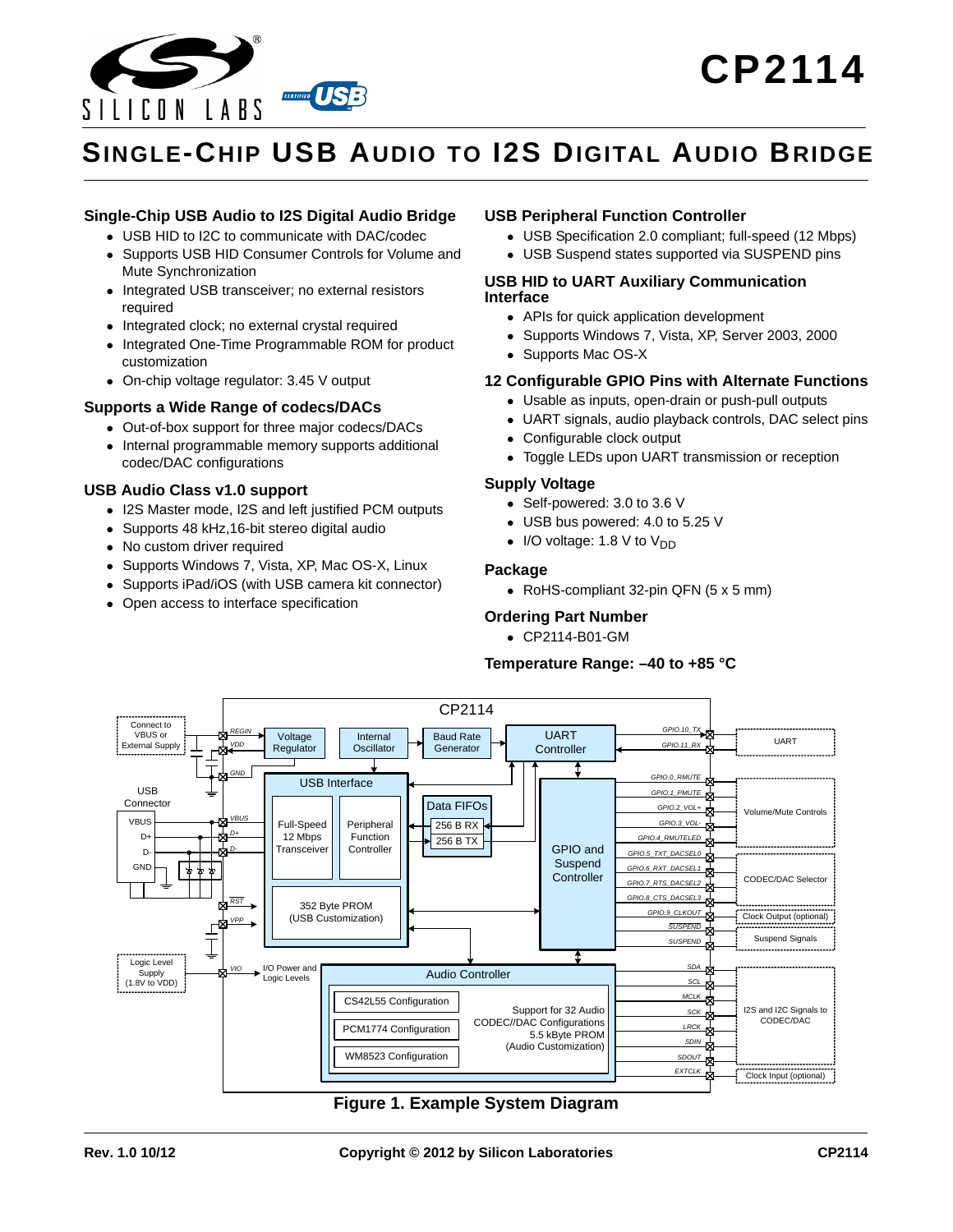# CP2114

## SINGLE-CHIP USB AUDIO TO I2S DIGITAL AUDIO BRIDGE

### Single-Chip USB Audio to I2S Digital Audio Bridge

- USB HID to I2C to communicate with DAC/codec
- Supports USB HID Consumer Controls for Volume and Mute Synchronization
- Integrated USB transceiver; no external resistors required
- Integrated clock; no external crystal required
- Integrated One-Time Programmable ROM for product customization
- On-chip voltage regulator: 3.45 V output

### Supports a Wide Range of codecs/DACs

- Out-of-box support for three major codecs/DACs
- Internal programmable memory supports additional codec/DAC configurations

### USB Audio Class v1.0 support

- I2S Master mode, I2S and left justified PCM outputs
- Supports 48 kHz,16-bit stereo digital audio
- No custom driver required
- Supports Windows 7, Vista, XP, Mac OS-X, Linux
- Supports iPad/iOS (with USB camera kit connector)
- Open access to interface specification

### USB Peripheral Function Controller

- USB Specification 2.0 compliant; full-speed (12 Mbps)
- USB Suspend states supported via SUSPEND pins

### USB HID to UART Auxiliary Communication Interface

- APIs for quick application development
- Supports Windows 7, Vista, XP, Server 2003, 2000
- Supports Mac OS-X

### 12 Configurable GPIO Pins with Alternate Functions

- Usable as inputs, open-drain or push-pull outputs
- UART signals, audio playback controls, DAC select pins
- Configurable clock output
- Toggle LEDs upon UART transmission or reception

### Supply Voltage

- Self-powered: 3.0 to 3.6 V
- USB bus powered: 4.0 to 5.25 V
- I/O voltage: 1.8 V to $V_{DD}$

### Package

- RoHS-compliant 32-pin QFN (5 x 5 mm)

### Ordering Part Number

- CP2114-B01-GM

### Temperature Range: –40 to +85 °C

**Figure 1. Example System Diagram**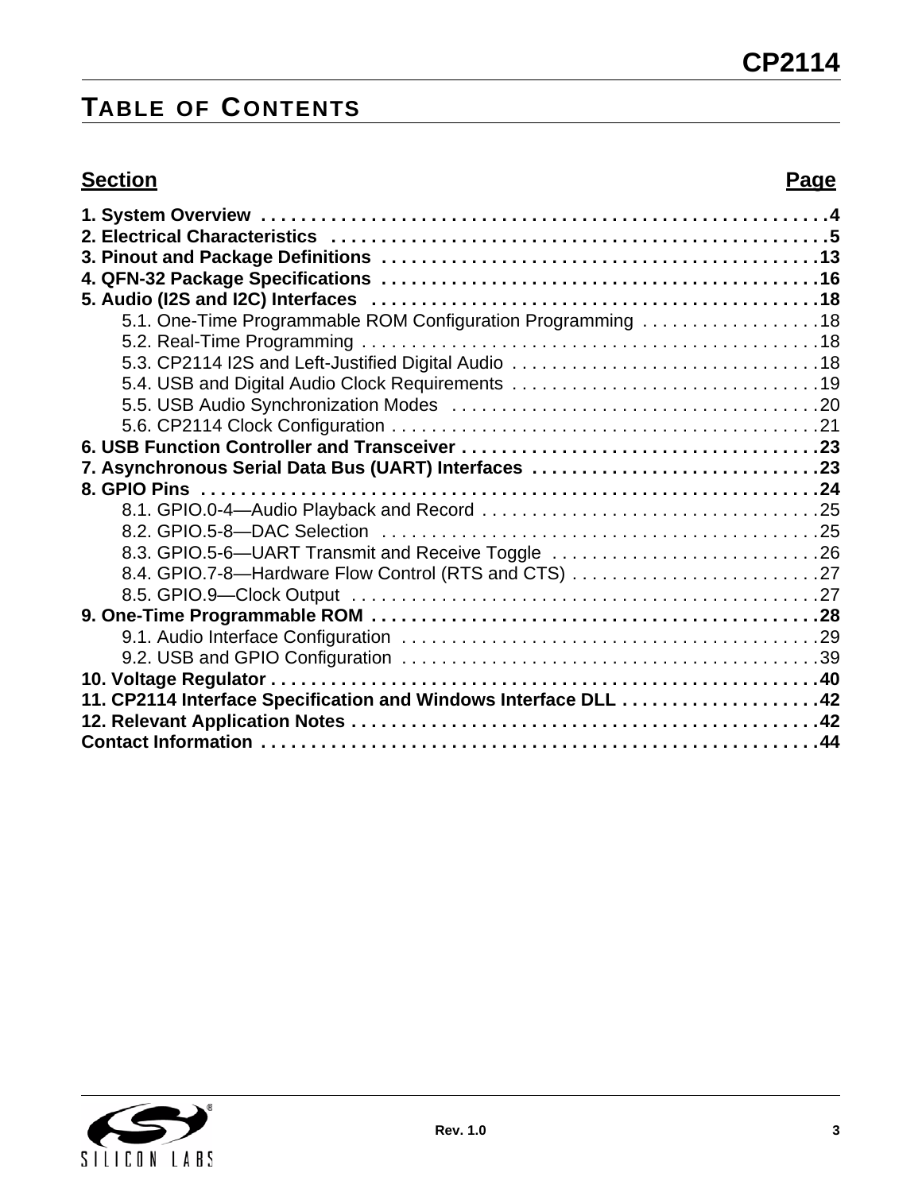# Table of Contents

| Section | Page |
|---|---|
| **1. System Overview** | **4** |
| **2. Electrical Characteristics** | **5** |
| **3. Pinout and Package Definitions** | **13** |
| **4. QFN-32 Package Specifications** | **16** |
| **5. Audio (I2S and I2C) Interfaces** | **18** |
| 5.1. One-Time Programmable ROM Configuration Programming | 18 |
| 5.2. Real-Time Programming | 18 |
| 5.3. CP2114 I2S and Left-Justified Digital Audio | 18 |
| 5.4. USB and Digital Audio Clock Requirements | 19 |
| 5.5. USB Audio Synchronization Modes | 20 |
| 5.6. CP2114 Clock Configuration | 21 |
| **6. USB Function Controller and Transceiver** | **23** |
| **7. Asynchronous Serial Data Bus (UART) Interfaces** | **23** |
| **8. GPIO Pins** | **24** |
| 8.1. GPIO.0-4—Audio Playback and Record | 25 |
| 8.2. GPIO.5-8—DAC Selection | 25 |
| 8.3. GPIO.5-6—UART Transmit and Receive Toggle | 26 |
| 8.4. GPIO.7-8—Hardware Flow Control (RTS and CTS) | 27 |
| 8.5. GPIO.9—Clock Output | 27 |
| **9. One-Time Programmable ROM** | **28** |
| 9.1. Audio Interface Configuration | 29 |
| 9.2. USB and GPIO Configuration | 39 |
| **10. Voltage Regulator** | **40** |
| **11. CP2114 Interface Specification and Windows Interface DLL** | **42** |
| **12. Relevant Application Notes** | **42** |
| **Contact Information** | **44** |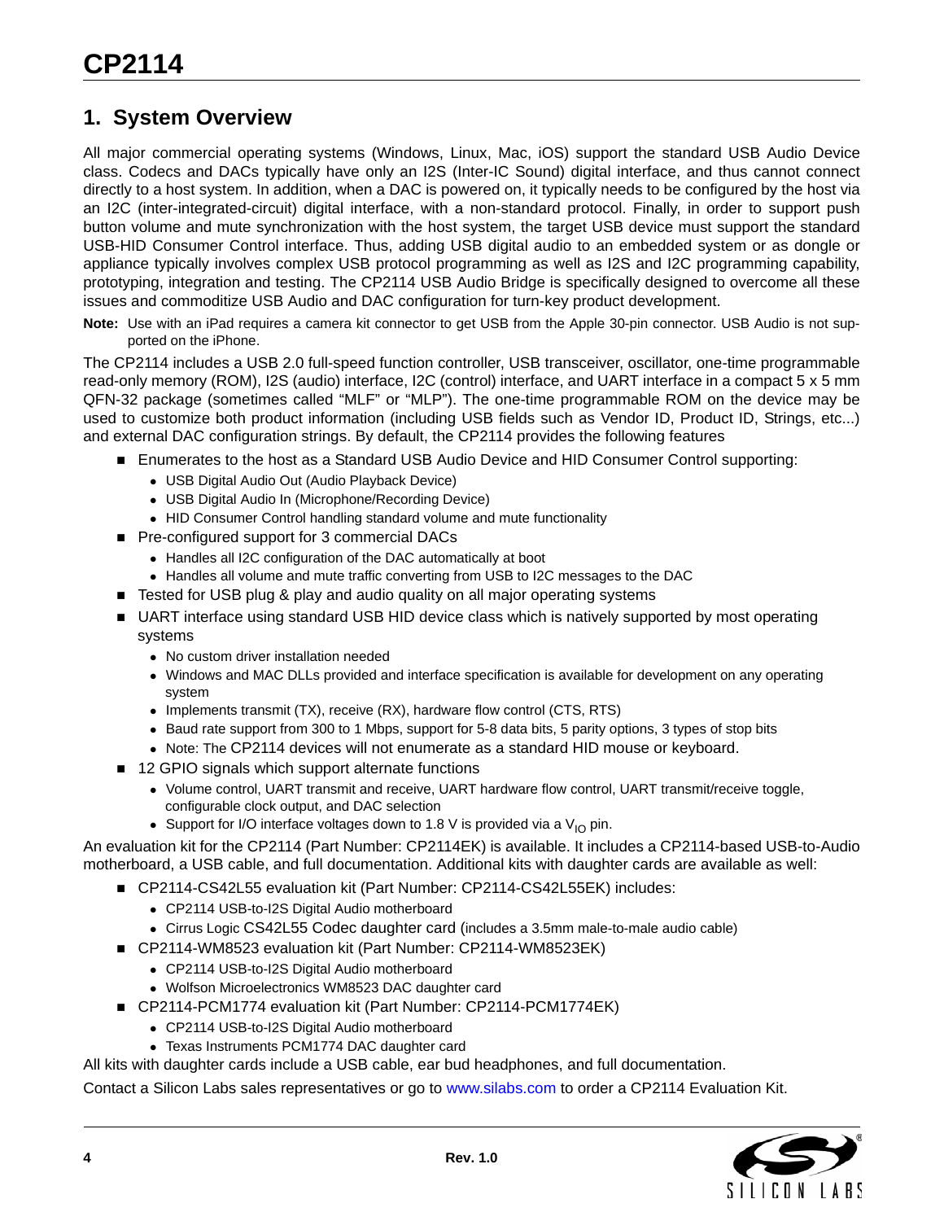## 1. System Overview

All major commercial operating systems (Windows, Linux, Mac, iOS) support the standard USB Audio Device class. Codecs and DACs typically have only an I2S (Inter-IC Sound) digital interface, and thus cannot connect directly to a host system. In addition, when a DAC is powered on, it typically needs to be configured by the host via an I2C (inter-integrated-circuit) digital interface, with a non-standard protocol. Finally, in order to support push button volume and mute synchronization with the host system, the target USB device must support the standard USB-HID Consumer Control interface. Thus, adding USB digital audio to an embedded system or as dongle or appliance typically involves complex USB protocol programming as well as I2S and I2C programming capability, prototyping, integration and testing. The CP2114 USB Audio Bridge is specifically designed to overcome all these issues and commoditize USB Audio and DAC configuration for turn-key product development.

**Note:** Use with an iPad requires a camera kit connector to get USB from the Apple 30-pin connector. USB Audio is not supported on the iPhone.

The CP2114 includes a USB 2.0 full-speed function controller, USB transceiver, oscillator, one-time programmable read-only memory (ROM), I2S (audio) interface, I2C (control) interface, and UART interface in a compact 5 x 5 mm QFN-32 package (sometimes called "MLF" or "MLP"). The one-time programmable ROM on the device may be used to customize both product information (including USB fields such as Vendor ID, Product ID, Strings, etc...) and external DAC configuration strings. By default, the CP2114 provides the following features

- Enumerates to the host as a Standard USB Audio Device and HID Consumer Control supporting:
  - USB Digital Audio Out (Audio Playback Device)
  - USB Digital Audio In (Microphone/Recording Device)
  - HID Consumer Control handling standard volume and mute functionality
- Pre-configured support for 3 commercial DACs
  - Handles all I2C configuration of the DAC automatically at boot
  - Handles all volume and mute traffic converting from USB to I2C messages to the DAC
- Tested for USB plug & play and audio quality on all major operating systems
- UART interface using standard USB HID device class which is natively supported by most operating systems
  - No custom driver installation needed
  - Windows and MAC DLLs provided and interface specification is available for development on any operating system
  - Implements transmit (TX), receive (RX), hardware flow control (CTS, RTS)
  - Baud rate support from 300 to 1 Mbps, support for 5-8 data bits, 5 parity options, 3 types of stop bits
  - Note: The CP2114 devices will not enumerate as a standard HID mouse or keyboard.
- 12 GPIO signals which support alternate functions
  - Volume control, UART transmit and receive, UART hardware flow control, UART transmit/receive toggle, configurable clock output, and DAC selection
  - Support for I/O interface voltages down to 1.8 V is provided via a $V_{IO}$ pin.

An evaluation kit for the CP2114 (Part Number: CP2114EK) is available. It includes a CP2114-based USB-to-Audio motherboard, a USB cable, and full documentation. Additional kits with daughter cards are available as well:

- CP2114-CS42L55 evaluation kit (Part Number: CP2114-CS42L55EK) includes:
  - CP2114 USB-to-I2S Digital Audio motherboard
  - Cirrus Logic CS42L55 Codec daughter card (includes a 3.5mm male-to-male audio cable)
- CP2114-WM8523 evaluation kit (Part Number: CP2114-WM8523EK)
  - CP2114 USB-to-I2S Digital Audio motherboard
  - Wolfson Microelectronics WM8523 DAC daughter card
- CP2114-PCM1774 evaluation kit (Part Number: CP2114-PCM1774EK)
  - CP2114 USB-to-I2S Digital Audio motherboard
  - Texas Instruments PCM1774 DAC daughter card

All kits with daughter cards include a USB cable, ear bud headphones, and full documentation.

Contact a Silicon Labs sales representatives or go to www.silabs.com to order a CP2114 Evaluation Kit.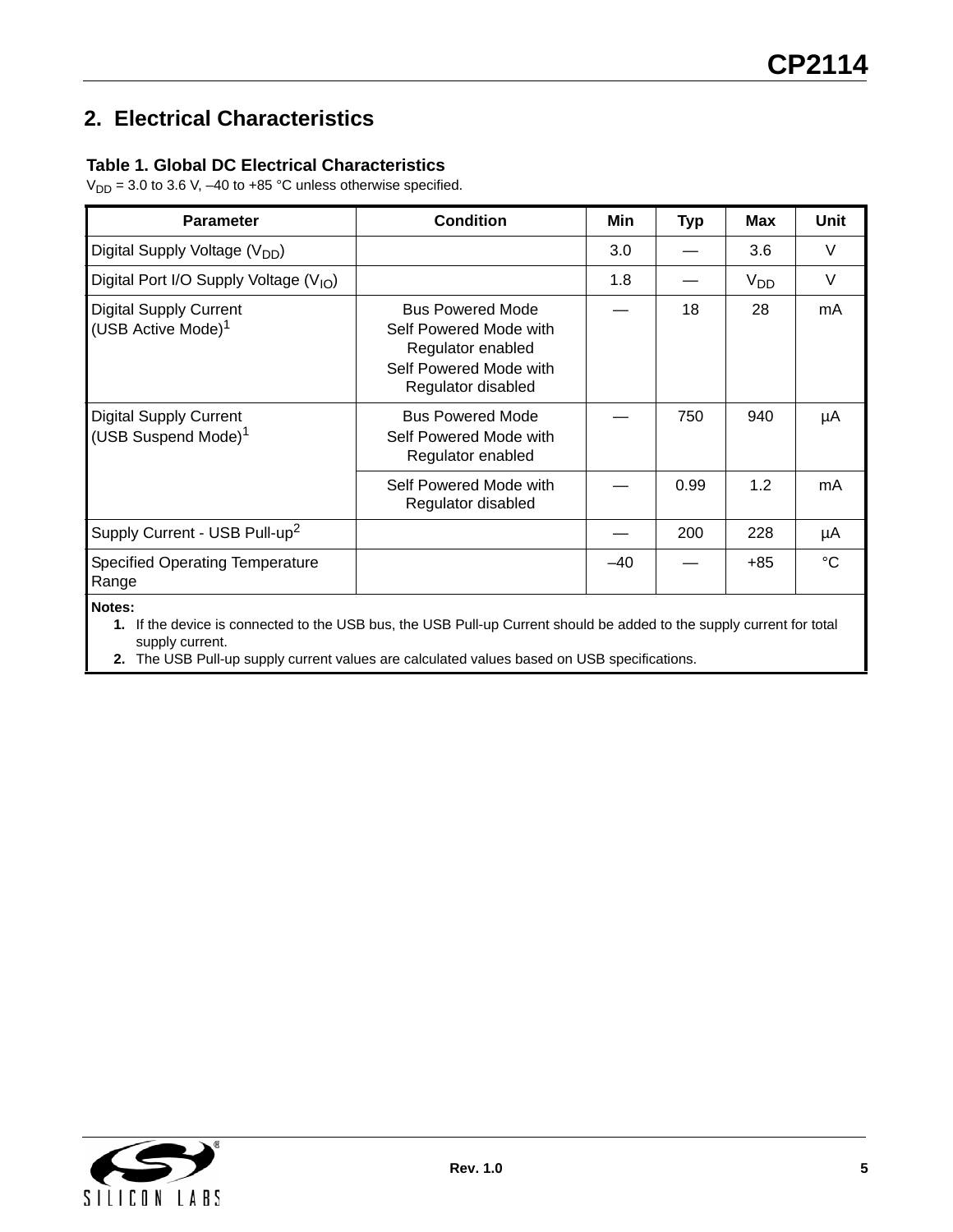## 2. Electrical Characteristics

**Table 1. Global DC Electrical Characteristics**

$V_{DD}$ = 3.0 to 3.6 V, –40 to +85 °C unless otherwise specified.

| Parameter | Condition | Min | Typ | Max | Unit |
|---|---|---|---|---|---|
| Digital Supply Voltage ($V_{DD}$) | | 3.0 | — | 3.6 | V |
| Digital Port I/O Supply Voltage ($V_{IO}$) | | 1.8 | — | $V_{DD}$ | V |
| Digital Supply Current (USB Active Mode)[1] | Bus Powered Mode<br>Self Powered Mode with Regulator enabled<br>Self Powered Mode with Regulator disabled | — | 18 | 28 | mA |
| Digital Supply Current (USB Suspend Mode)[1] | Bus Powered Mode<br>Self Powered Mode with Regulator enabled | — | 750 | 940 | µA |
| | Self Powered Mode with Regulator disabled | — | 0.99 | 1.2 | mA |
| Supply Current - USB Pull-up[2] | | — | 200 | 228 | µA |
| Specified Operating Temperature Range | | –40 | — | +85 | °C |

**Notes:**

1. If the device is connected to the USB bus, the USB Pull-up Current should be added to the supply current for total supply current.
2. The USB Pull-up supply current values are calculated values based on USB specifications.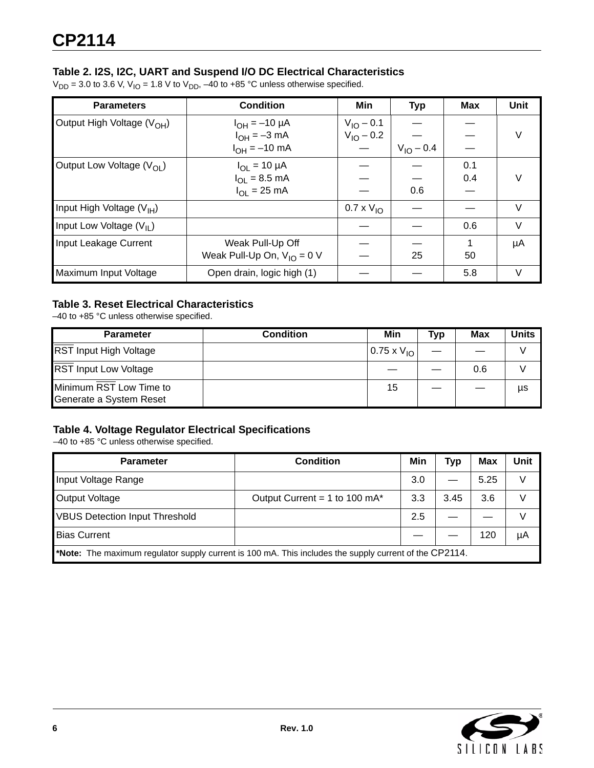### Table 2. I2S, I2C, UART and Suspend I/O DC Electrical Characteristics

$V_{DD}$ = 3.0 to 3.6 V, $V_{IO}$ = 1.8 V to $V_{DD}$, –40 to +85 °C unless otherwise specified.

| Parameters | Condition | Min | Typ | Max | Unit |
|---|---|---|---|---|---|
| Output High Voltage ($V_{OH}$) | $I_{OH}$ = –10 µA<br>$I_{OH}$ = –3 mA<br>$I_{OH}$ = –10 mA | $V_{IO}$ – 0.1<br>$V_{IO}$ – 0.2<br>— | —<br>—<br>$V_{IO}$ – 0.4 | —<br>—<br>— | V |
| Output Low Voltage ($V_{OL}$) | $I_{OL}$ = 10 µA<br>$I_{OL}$ = 8.5 mA<br>$I_{OL}$ = 25 mA | —<br>—<br>— | —<br>—<br>0.6 | 0.1<br>0.4<br>— | V |
| Input High Voltage ($V_{IH}$) | | 0.7 x $V_{IO}$ | — | — | V |
| Input Low Voltage ($V_{IL}$) | | — | — | 0.6 | V |
| Input Leakage Current | Weak Pull-Up Off<br>Weak Pull-Up On, $V_{IO}$ = 0 V | —<br>— | —<br>25 | 1<br>50 | µA |
| Maximum Input Voltage | Open drain, logic high (1) | — | — | 5.8 | V |

### Table 3. Reset Electrical Characteristics

–40 to +85 °C unless otherwise specified.

| Parameter | Condition | Min | Typ | Max | Units |
|---|---|---|---|---|---|
| $\overline{\text{RST}}$ Input High Voltage | | 0.75 x $V_{IO}$ | — | — | V |
| $\overline{\text{RST}}$ Input Low Voltage | | — | — | 0.6 | V |
| Minimum $\overline{\text{RST}}$ Low Time to Generate a System Reset | | 15 | — | — | µs |

### Table 4. Voltage Regulator Electrical Specifications

–40 to +85 °C unless otherwise specified.

| Parameter | Condition | Min | Typ | Max | Unit |
|---|---|---|---|---|---|
| Input Voltage Range | | 3.0 | — | 5.25 | V |
| Output Voltage | Output Current = 1 to 100 mA* | 3.3 | 3.45 | 3.6 | V |
| VBUS Detection Input Threshold | | 2.5 | — | — | V |
| Bias Current | | — | — | 120 | µA |
| **\*Note:** The maximum regulator supply current is 100 mA. This includes the supply current of the CP2114. | | | | | |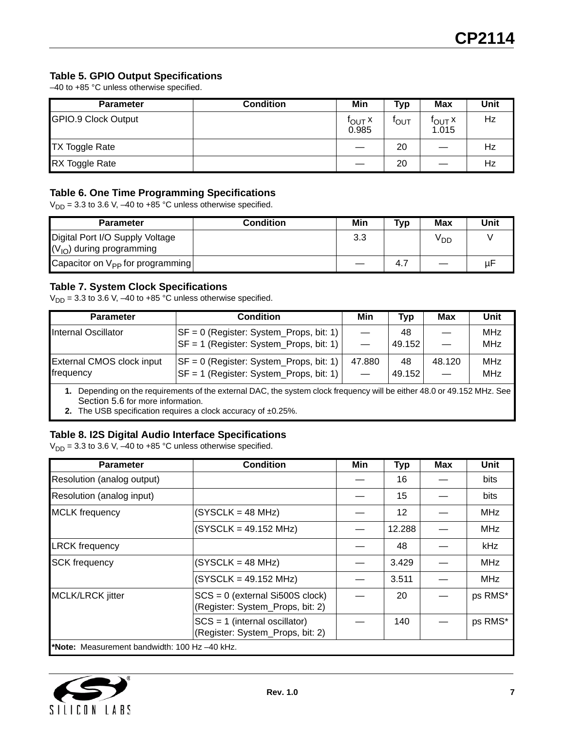### Table 5. GPIO Output Specifications

–40 to +85 °C unless otherwise specified.

| Parameter | Condition | Min | Typ | Max | Unit |
|---|---|---|---|---|---|
| GPIO.9 Clock Output | | $f_{OUT}$ x 0.985 | $f_{OUT}$ | $f_{OUT}$ x 1.015 | Hz |
| TX Toggle Rate | | — | 20 | — | Hz |
| RX Toggle Rate | | — | 20 | — | Hz |

### Table 6. One Time Programming Specifications

$V_{DD}$ = 3.3 to 3.6 V, –40 to +85 °C unless otherwise specified.

| Parameter | Condition | Min | Typ | Max | Unit |
|---|---|---|---|---|---|
| Digital Port I/O Supply Voltage ($V_{IO}$) during programming | | 3.3 | | $V_{DD}$ | V |
| Capacitor on $V_{PP}$ for programming | | — | 4.7 | — | µF |

### Table 7. System Clock Specifications

$V_{DD}$ = 3.3 to 3.6 V, –40 to +85 °C unless otherwise specified.

| Parameter | Condition | Min | Typ | Max | Unit |
|---|---|---|---|---|---|
| Internal Oscillator | SF = 0 (Register: System_Props, bit: 1)<br>SF = 1 (Register: System_Props, bit: 1) | —<br>— | 48<br>49.152 | —<br>— | MHz<br>MHz |
| External CMOS clock input frequency | SF = 0 (Register: System_Props, bit: 1)<br>SF = 1 (Register: System_Props, bit: 1) | 47.880<br>— | 48<br>49.152 | 48.120<br>— | MHz<br>MHz |

1. Depending on the requirements of the external DAC, the system clock frequency will be either 48.0 or 49.152 MHz. See Section 5.6 for more information.
2. The USB specification requires a clock accuracy of ±0.25%.

### Table 8. I2S Digital Audio Interface Specifications

$V_{DD}$ = 3.3 to 3.6 V, –40 to +85 °C unless otherwise specified.

| Parameter | Condition | Min | Typ | Max | Unit |
|---|---|---|---|---|---|
| Resolution (analog output) | | — | 16 | — | bits |
| Resolution (analog input) | | — | 15 | — | bits |
| MCLK frequency | (SYSCLK = 48 MHz) | — | 12 | — | MHz |
| | (SYSCLK = 49.152 MHz) | — | 12.288 | — | MHz |
| LRCK frequency | | — | 48 | — | kHz |
| SCK frequency | (SYSCLK = 48 MHz) | — | 3.429 | — | MHz |
| | (SYSCLK = 49.152 MHz) | — | 3.511 | — | MHz |
| MCLK/LRCK jitter | SCS = 0 (external Si500S clock) (Register: System_Props, bit: 2) | — | 20 | — | ps RMS* |
| | SCS = 1 (internal oscillator) (Register: System_Props, bit: 2) | — | 140 | — | ps RMS* |

***Note:** Measurement bandwidth: 100 Hz –40 kHz.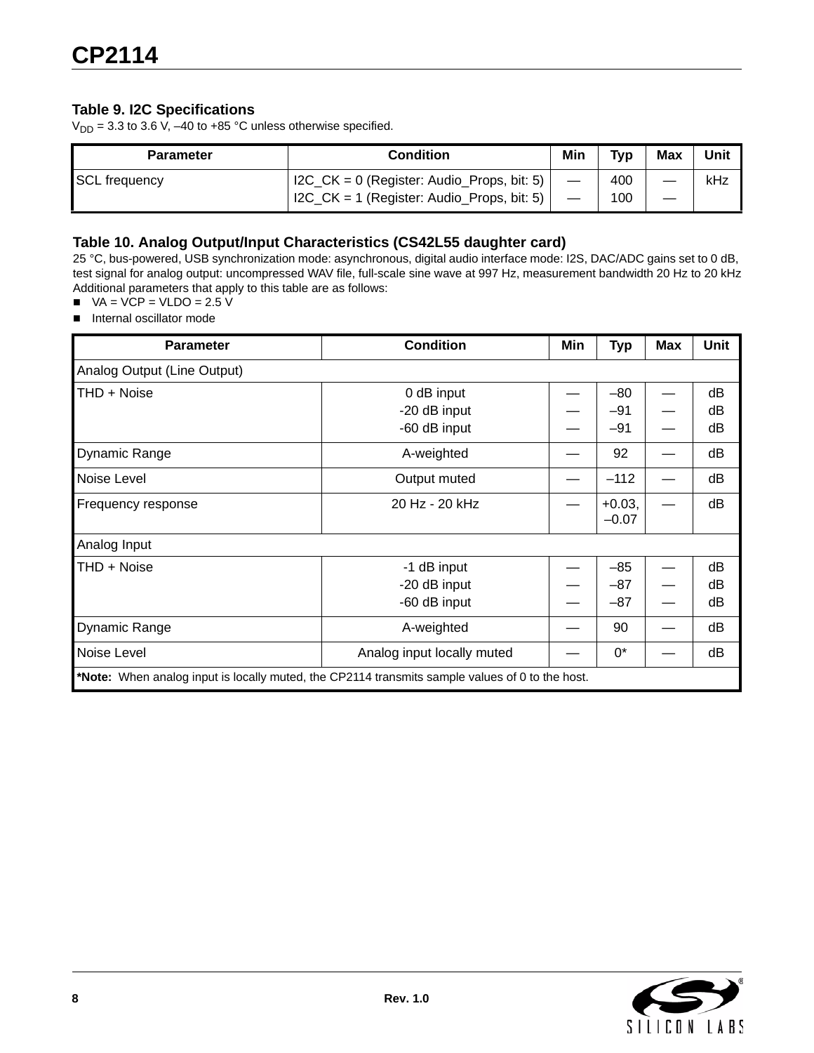### Table 9. I2C Specifications

$V_{DD}$ = 3.3 to 3.6 V, –40 to +85 °C unless otherwise specified.

| Parameter | Condition | Min | Typ | Max | Unit |
|---|---|---|---|---|---|
| SCL frequency | I2C_CK = 0 (Register: Audio_Props, bit: 5)<br>I2C_CK = 1 (Register: Audio_Props, bit: 5) | —<br>— | 400<br>100 | —<br>— | kHz |

### Table 10. Analog Output/Input Characteristics (CS42L55 daughter card)

25 °C, bus-powered, USB synchronization mode: asynchronous, digital audio interface mode: I2S, DAC/ADC gains set to 0 dB, test signal for analog output: uncompressed WAV file, full-scale sine wave at 997 Hz, measurement bandwidth 20 Hz to 20 kHz
Additional parameters that apply to this table are as follows:

- VA = VCP = VLDO = 2.5 V
- Internal oscillator mode

| Parameter | Condition | Min | Typ | Max | Unit |
|---|---|---|---|---|---|
| Analog Output (Line Output) | | | | | |
| THD + Noise | 0 dB input<br>-20 dB input<br>-60 dB input | —<br>—<br>— | –80<br>–91<br>–91 | —<br>—<br>— | dB<br>dB<br>dB |
| Dynamic Range | A-weighted | — | 92 | — | dB |
| Noise Level | Output muted | — | –112 | — | dB |
| Frequency response | 20 Hz - 20 kHz | — | +0.03,<br>–0.07 | — | dB |
| Analog Input | | | | | |
| THD + Noise | -1 dB input<br>-20 dB input<br>-60 dB input | —<br>—<br>— | –85<br>–87<br>–87 | —<br>—<br>— | dB<br>dB<br>dB |
| Dynamic Range | A-weighted | — | 90 | — | dB |
| Noise Level | Analog input locally muted | — | 0* | — | dB |

***Note:** When analog input is locally muted, the CP2114 transmits sample values of 0 to the host.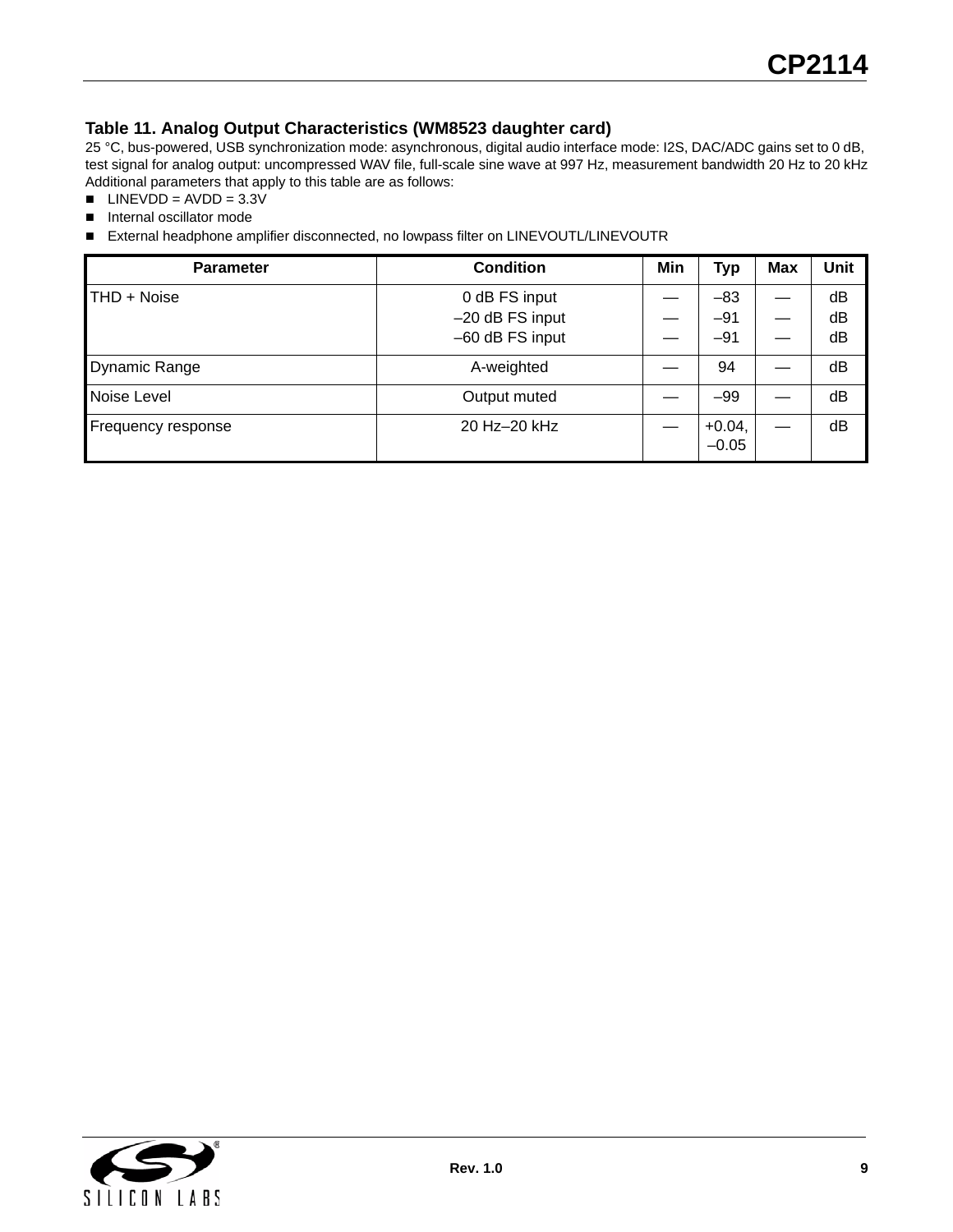### Table 11. Analog Output Characteristics (WM8523 daughter card)

25 °C, bus-powered, USB synchronization mode: asynchronous, digital audio interface mode: I2S, DAC/ADC gains set to 0 dB, test signal for analog output: uncompressed WAV file, full-scale sine wave at 997 Hz, measurement bandwidth 20 Hz to 20 kHz
Additional parameters that apply to this table are as follows:

- LINEVDD = AVDD = 3.3V
- Internal oscillator mode
- External headphone amplifier disconnected, no lowpass filter on LINEVOUTL/LINEVOUTR

| Parameter | Condition | Min | Typ | Max | Unit |
|---|---|---|---|---|---|
| THD + Noise | 0 dB FS input<br>–20 dB FS input<br>–60 dB FS input | —<br>—<br>— | –83<br>–91<br>–91 | —<br>—<br>— | dB<br>dB<br>dB |
| Dynamic Range | A-weighted | — | 94 | — | dB |
| Noise Level | Output muted | — | –99 | — | dB |
| Frequency response | 20 Hz–20 kHz | — | +0.04,<br>–0.05 | — | dB |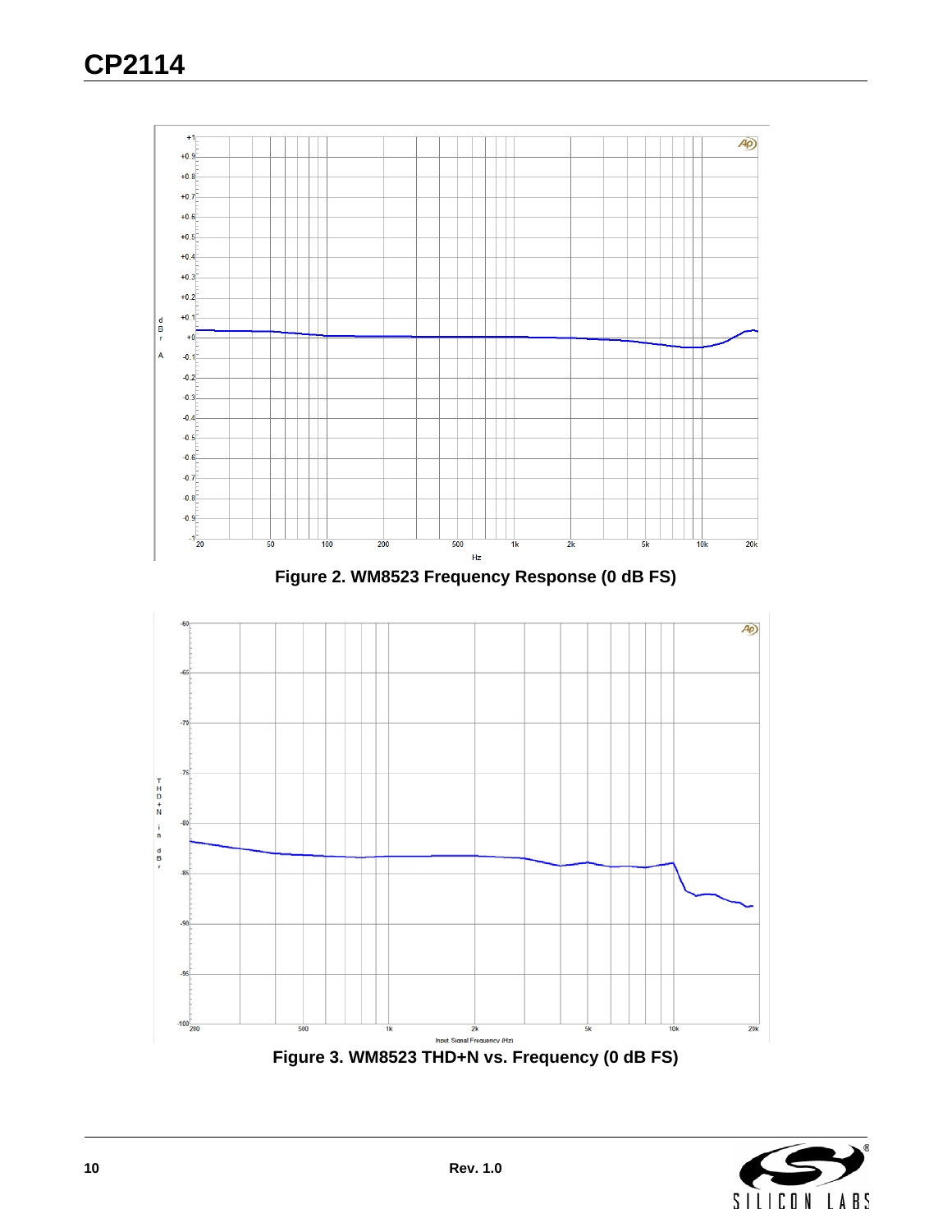Figure 2. WM8523 Frequency Response (0 dB FS)

Figure 3. WM8523 THD+N vs. Frequency (0 dB FS)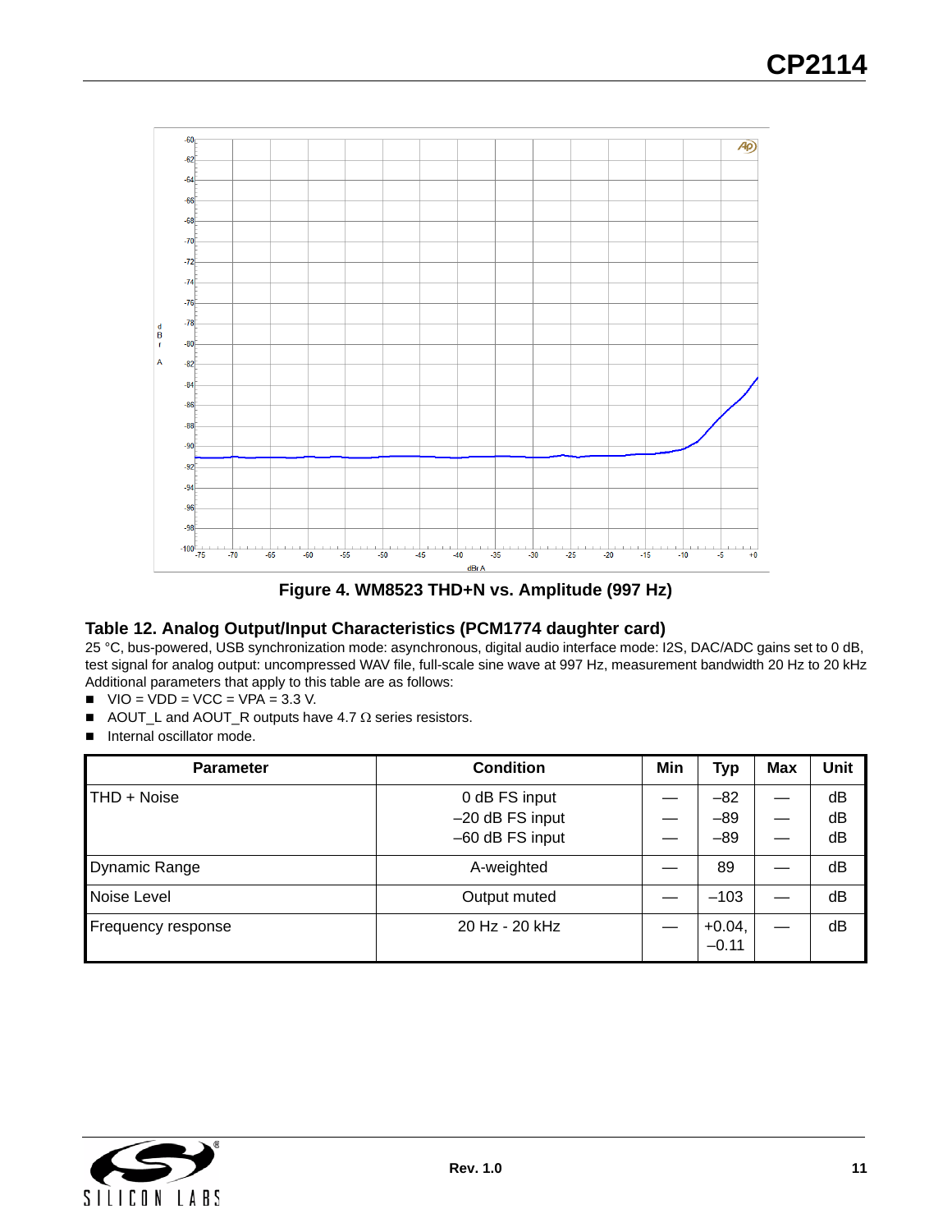Figure 4. WM8523 THD+N vs. Amplitude (997 Hz)

## Table 12. Analog Output/Input Characteristics (PCM1774 daughter card)

25 °C, bus-powered, USB synchronization mode: asynchronous, digital audio interface mode: I2S, DAC/ADC gains set to 0 dB, test signal for analog output: uncompressed WAV file, full-scale sine wave at 997 Hz, measurement bandwidth 20 Hz to 20 kHz
Additional parameters that apply to this table are as follows:

- VIO = VDD = VCC = VPA = 3.3 V.
- AOUT_L and AOUT_R outputs have 4.7 Ω series resistors.
- Internal oscillator mode.

| Parameter | Condition | Min | Typ | Max | Unit |
|---|---|---|---|---|---|
| THD + Noise | 0 dB FS input<br>–20 dB FS input<br>–60 dB FS input | —<br>—<br>— | –82<br>–89<br>–89 | —<br>—<br>— | dB<br>dB<br>dB |
| Dynamic Range | A-weighted | — | 89 | — | dB |
| Noise Level | Output muted | — | –103 | — | dB |
| Frequency response | 20 Hz - 20 kHz | — | +0.04, –0.11 | — | dB |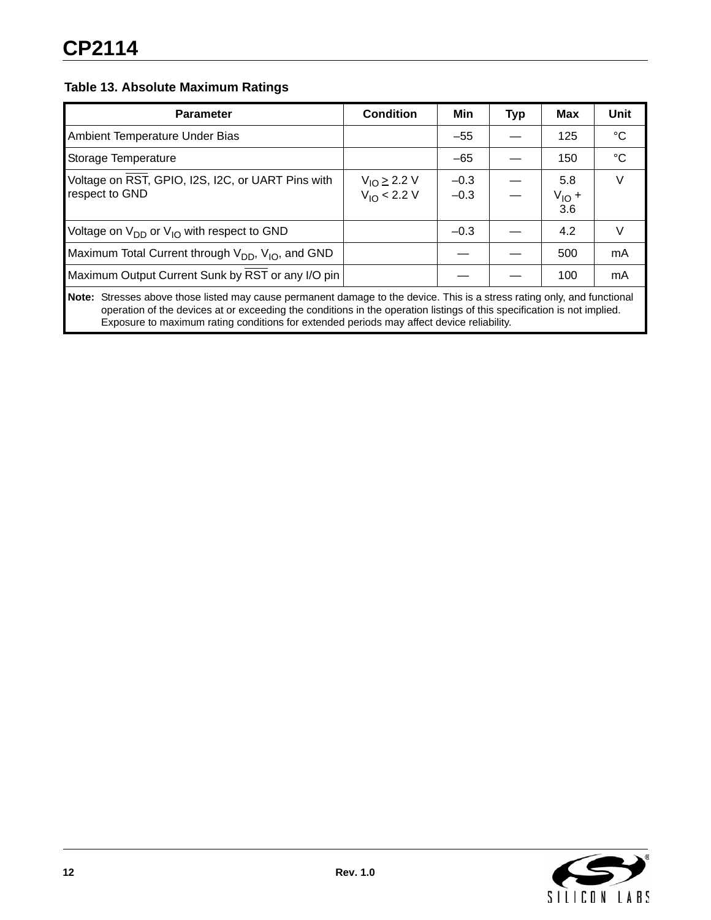**Table 13. Absolute Maximum Ratings**

| Parameter | Condition | Min | Typ | Max | Unit |
|---|---|---|---|---|---|
| Ambient Temperature Under Bias | | –55 | — | 125 | °C |
| Storage Temperature | | –65 | — | 150 | °C |
| Voltage on $\overline{RST}$, GPIO, I2S, I2C, or UART Pins with respect to GND | $V_{IO} \geq 2.2$ V<br>$V_{IO} < 2.2$ V | –0.3<br>–0.3 | —<br>— | 5.8<br>$V_{IO}$ + 3.6 | V |
| Voltage on $V_{DD}$ or $V_{IO}$ with respect to GND | | –0.3 | — | 4.2 | V |
| Maximum Total Current through $V_{DD}$, $V_{IO}$, and GND | | — | — | 500 | mA |
| Maximum Output Current Sunk by $\overline{RST}$ or any I/O pin | | — | — | 100 | mA |

**Note:** Stresses above those listed may cause permanent damage to the device. This is a stress rating only, and functional operation of the devices at or exceeding the conditions in the operation listings of this specification is not implied. Exposure to maximum rating conditions for extended periods may affect device reliability.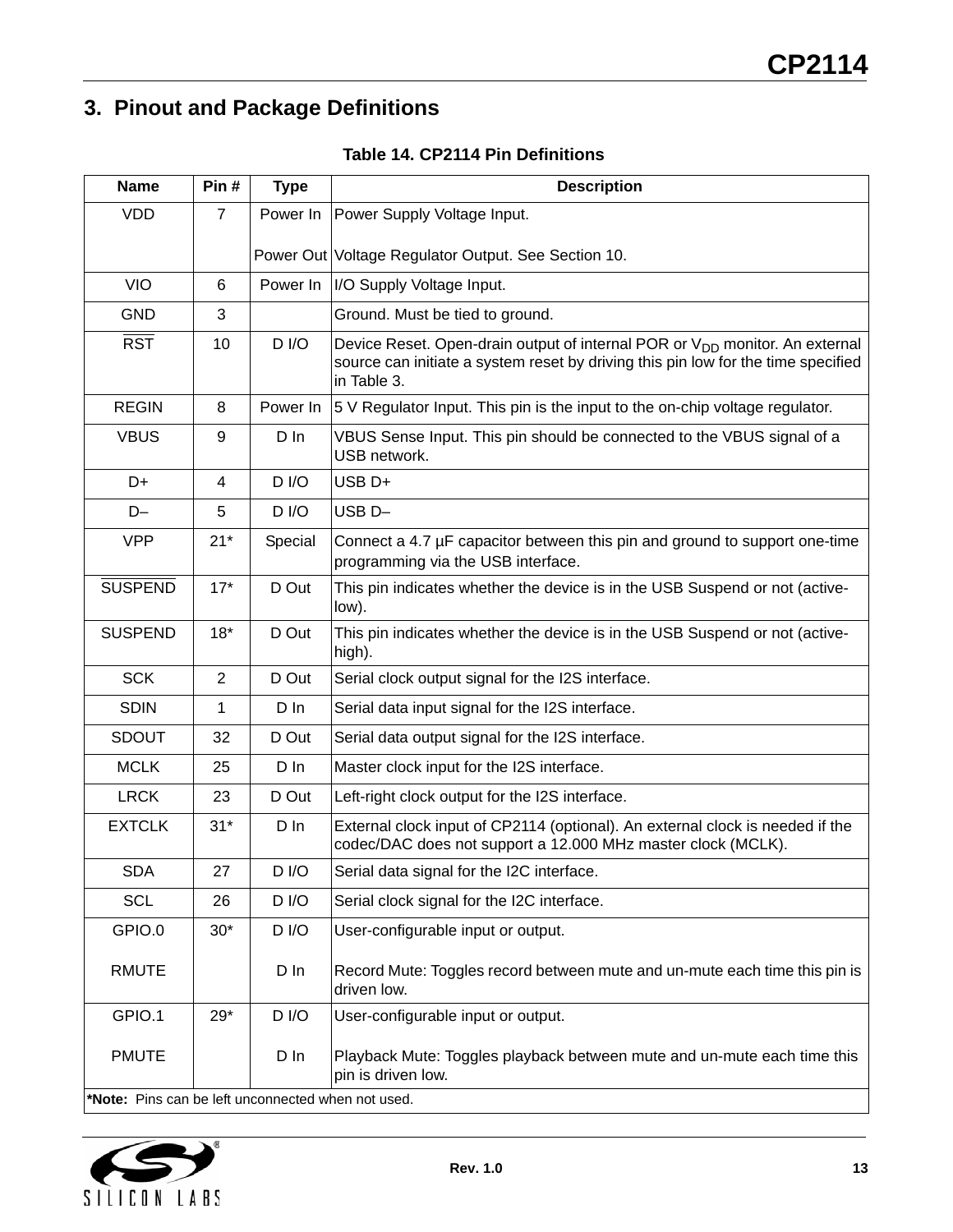## 3. Pinout and Package Definitions

**Table 14. CP2114 Pin Definitions**

| Name | Pin # | Type | Description |
|---|---|---|---|
| VDD | 7 | Power In<br><br>Power Out | Power Supply Voltage Input.<br><br>Voltage Regulator Output. See Section 10. |
| VIO | 6 | Power In | I/O Supply Voltage Input. |
| GND | 3 | | Ground. Must be tied to ground. |
| $\overline{\text{RST}}$ | 10 | D I/O | Device Reset. Open-drain output of internal POR or $V_{DD}$ monitor. An external source can initiate a system reset by driving this pin low for the time specified in Table 3. |
| REGIN | 8 | Power In | 5 V Regulator Input. This pin is the input to the on-chip voltage regulator. |
| VBUS | 9 | D In | VBUS Sense Input. This pin should be connected to the VBUS signal of a USB network. |
| D+ | 4 | D I/O | USB D+ |
| D– | 5 | D I/O | USB D– |
| VPP | 21* | Special | Connect a 4.7 µF capacitor between this pin and ground to support one-time programming via the USB interface. |
| $\overline{\text{SUSPEND}}$ | 17* | D Out | This pin indicates whether the device is in the USB Suspend or not (active-low). |
| SUSPEND | 18* | D Out | This pin indicates whether the device is in the USB Suspend or not (active-high). |
| SCK | 2 | D Out | Serial clock output signal for the I2S interface. |
| SDIN | 1 | D In | Serial data input signal for the I2S interface. |
| SDOUT | 32 | D Out | Serial data output signal for the I2S interface. |
| MCLK | 25 | D In | Master clock input for the I2S interface. |
| LRCK | 23 | D Out | Left-right clock output for the I2S interface. |
| EXTCLK | 31* | D In | External clock input of CP2114 (optional). An external clock is needed if the codec/DAC does not support a 12.000 MHz master clock (MCLK). |
| SDA | 27 | D I/O | Serial data signal for the I2C interface. |
| SCL | 26 | D I/O | Serial clock signal for the I2C interface. |
| GPIO.0<br><br>RMUTE | 30* | D I/O<br><br>D In | User-configurable input or output.<br><br>Record Mute: Toggles record between mute and un-mute each time this pin is driven low. |
| GPIO.1<br><br>PMUTE | 29* | D I/O<br><br>D In | User-configurable input or output.<br><br>Playback Mute: Toggles playback between mute and un-mute each time this pin is driven low. |

***Note:** Pins can be left unconnected when not used.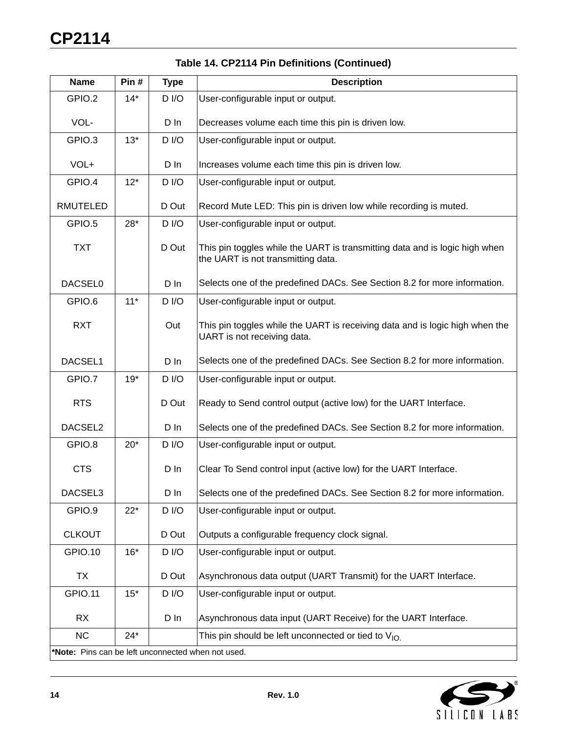**Table 14. CP2114 Pin Definitions (Continued)**

| Name | Pin # | Type | Description |
|---|---|---|---|
| GPIO.2<br><br>VOL- | 14* | D I/O<br><br>D In | User-configurable input or output.<br><br>Decreases volume each time this pin is driven low. |
| GPIO.3<br><br>VOL+ | 13* | D I/O<br><br>D In | User-configurable input or output.<br><br>Increases volume each time this pin is driven low. |
| GPIO.4<br><br>RMUTELED | 12* | D I/O<br><br>D Out | User-configurable input or output.<br><br>Record Mute LED: This pin is driven low while recording is muted. |
| GPIO.5<br><br>TXT<br><br>DACSEL0 | 28* | D I/O<br><br>D Out<br><br>D In | User-configurable input or output.<br><br>This pin toggles while the UART is transmitting data and is logic high when the UART is not transmitting data.<br><br>Selects one of the predefined DACs. See Section 8.2 for more information. |
| GPIO.6<br><br>RXT<br><br>DACSEL1 | 11* | D I/O<br><br>Out<br><br>D In | User-configurable input or output.<br><br>This pin toggles while the UART is receiving data and is logic high when the UART is not receiving data.<br><br>Selects one of the predefined DACs. See Section 8.2 for more information. |
| GPIO.7<br><br>RTS<br><br>DACSEL2 | 19* | D I/O<br><br>D Out<br><br>D In | User-configurable input or output.<br><br>Ready to Send control output (active low) for the UART Interface.<br><br>Selects one of the predefined DACs. See Section 8.2 for more information. |
| GPIO.8<br><br>CTS<br><br>DACSEL3 | 20* | D I/O<br><br>D In<br><br>D In | User-configurable input or output.<br><br>Clear To Send control input (active low) for the UART Interface.<br><br>Selects one of the predefined DACs. See Section 8.2 for more information. |
| GPIO.9<br><br>CLKOUT | 22* | D I/O<br><br>D Out | User-configurable input or output.<br><br>Outputs a configurable frequency clock signal. |
| GPIO.10<br><br>TX | 16* | D I/O<br><br>D Out | User-configurable input or output.<br><br>Asynchronous data output (UART Transmit) for the UART Interface. |
| GPIO.11<br><br>RX | 15* | D I/O<br><br>D In | User-configurable input or output.<br><br>Asynchronous data input (UART Receive) for the UART Interface. |
| NC | 24* | | This pin should be left unconnected or tied to $V_{IO.}$ |

***Note:** Pins can be left unconnected when not used.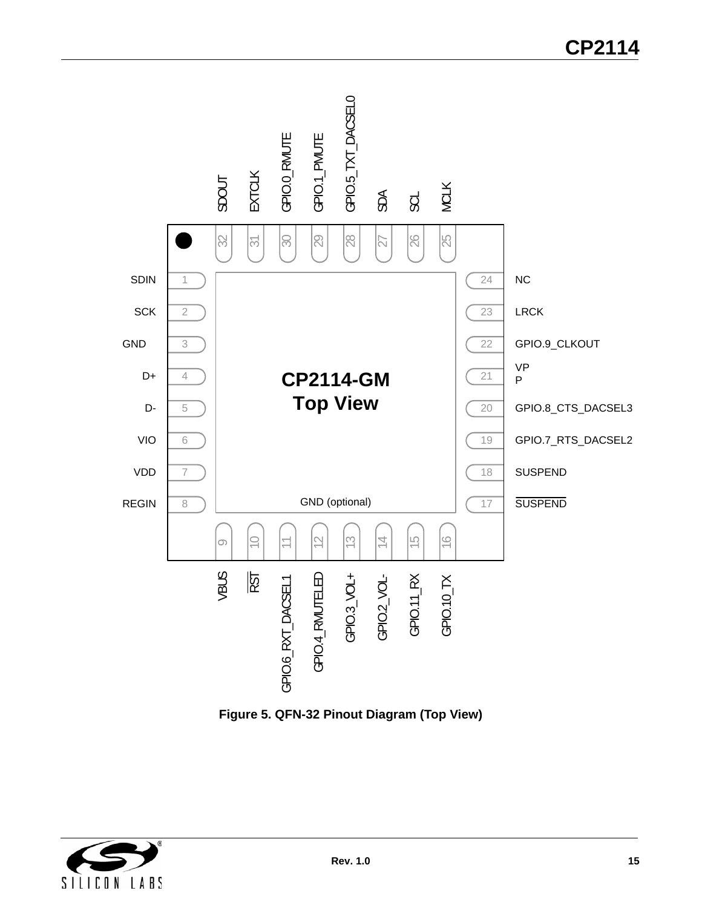| Pin | Name | Pin | Name |
|---|---|---|---|
| 1 | SDIN | 17 | SUSPEND (active low) |
| 2 | SCK | 18 | SUSPEND |
| 3 | GND | 19 | GPIO.7_RTS_DACSEL2 |
| 4 | D+ | 20 | GPIO.8_CTS_DACSEL3 |
| 5 | D- | 21 | VPP |
| 6 | VIO | 22 | GPIO.9_CLKOUT |
| 7 | VDD | 23 | LRCK |
| 8 | REGIN | 24 | NC |
| 9 | VBUS | 25 | MCLK |
| 10 | RST (active low) | 26 | SCL |
| 11 | GPIO.6_RXT_DACSEL1 | 27 | SDA |
| 12 | GPIO.4_RMUTELED | 28 | GPIO.5_TXT_DACSEL0 |
| 13 | GPIO.3_VOL+ | 29 | GPIO.1_PMUTE |
| 14 | GPIO.2_VOL- | 30 | GPIO.0_RMUTE |
| 15 | GPIO.11_RX | 31 | EXTCLK |
| 16 | GPIO.10_TX | 32 | SDOUT |

CP2114-GM Top View

GND (optional)

**Figure 5. QFN-32 Pinout Diagram (Top View)**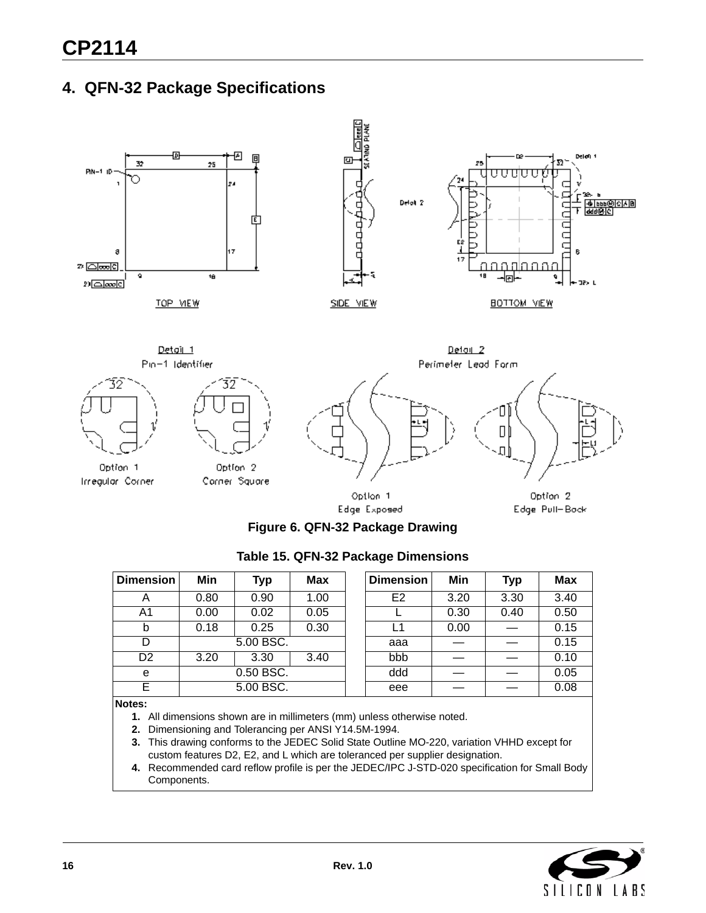## 4. QFN-32 Package Specifications

Figure 6. QFN-32 Package Drawing

**Table 15. QFN-32 Package Dimensions**

| Dimension | Min | Typ | Max | | Dimension | Min | Typ | Max |
|---|---|---|---|---|---|---|---|---|
| A | 0.80 | 0.90 | 1.00 | | E2 | 3.20 | 3.30 | 3.40 |
| A1 | 0.00 | 0.02 | 0.05 | | L | 0.30 | 0.40 | 0.50 |
| b | 0.18 | 0.25 | 0.30 | | L1 | 0.00 | — | 0.15 |
| D | 5.00 BSC. | | | | aaa | — | — | 0.15 |
| D2 | 3.20 | 3.30 | 3.40 | | bbb | — | — | 0.10 |
| e | 0.50 BSC. | | | | ddd | — | — | 0.05 |
| E | 5.00 BSC. | | | | eee | — | — | 0.08 |

**Notes:**

1. All dimensions shown are in millimeters (mm) unless otherwise noted.
2. Dimensioning and Tolerancing per ANSI Y14.5M-1994.
3. This drawing conforms to the JEDEC Solid State Outline MO-220, variation VHHD except for custom features D2, E2, and L which are toleranced per supplier designation.
4. Recommended card reflow profile is per the JEDEC/IPC J-STD-020 specification for Small Body Components.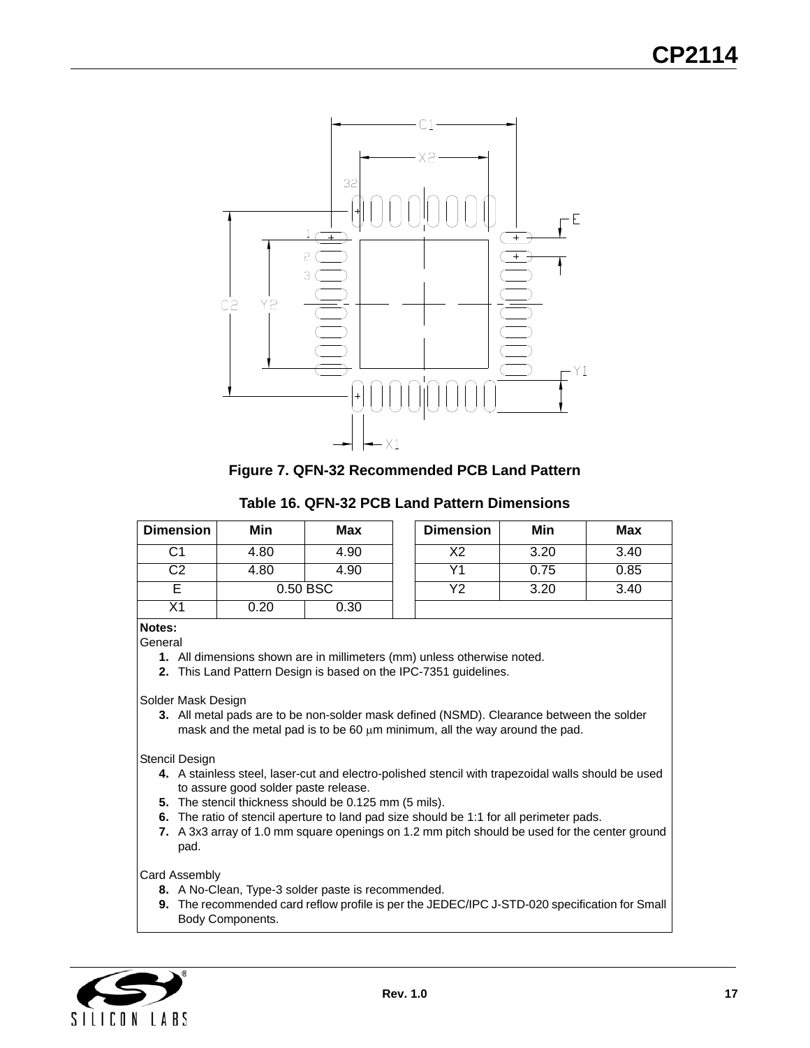**Figure 7. QFN-32 Recommended PCB Land Pattern**

**Table 16. QFN-32 PCB Land Pattern Dimensions**

| Dimension | Min | Max | | Dimension | Min | Max |
|---|---|---|---|---|---|---|
| C1 | 4.80 | 4.90 | | X2 | 3.20 | 3.40 |
| C2 | 4.80 | 4.90 | | Y1 | 0.75 | 0.85 |
| E | 0.50 BSC | | | Y2 | 3.20 | 3.40 |
| X1 | 0.20 | 0.30 | | | | |

**Notes:**

General

1. All dimensions shown are in millimeters (mm) unless otherwise noted.
2. This Land Pattern Design is based on the IPC-7351 guidelines.

Solder Mask Design

3. All metal pads are to be non-solder mask defined (NSMD). Clearance between the solder mask and the metal pad is to be 60 μm minimum, all the way around the pad.

Stencil Design

4. A stainless steel, laser-cut and electro-polished stencil with trapezoidal walls should be used to assure good solder paste release.
5. The stencil thickness should be 0.125 mm (5 mils).
6. The ratio of stencil aperture to land pad size should be 1:1 for all perimeter pads.
7. A 3x3 array of 1.0 mm square openings on 1.2 mm pitch should be used for the center ground pad.

Card Assembly

8. A No-Clean, Type-3 solder paste is recommended.
9. The recommended card reflow profile is per the JEDEC/IPC J-STD-020 specification for Small Body Components.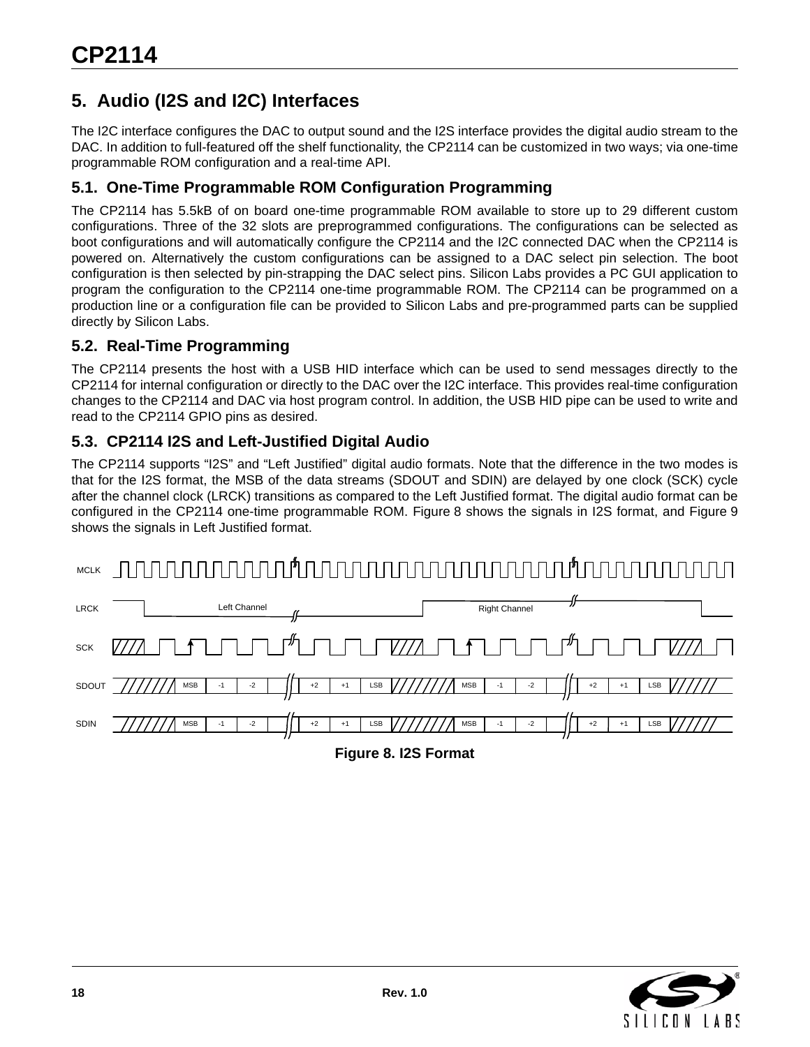## 5. Audio (I2S and I2C) Interfaces

The I2C interface configures the DAC to output sound and the I2S interface provides the digital audio stream to the DAC. In addition to full-featured off the shelf functionality, the CP2114 can be customized in two ways; via one-time programmable ROM configuration and a real-time API.

### 5.1. One-Time Programmable ROM Configuration Programming

The CP2114 has 5.5kB of on board one-time programmable ROM available to store up to 29 different custom configurations. Three of the 32 slots are preprogrammed configurations. The configurations can be selected as boot configurations and will automatically configure the CP2114 and the I2C connected DAC when the CP2114 is powered on. Alternatively the custom configurations can be assigned to a DAC select pin selection. The boot configuration is then selected by pin-strapping the DAC select pins. Silicon Labs provides a PC GUI application to program the configuration to the CP2114 one-time programmable ROM. The CP2114 can be programmed on a production line or a configuration file can be provided to Silicon Labs and pre-programmed parts can be supplied directly by Silicon Labs.

### 5.2. Real-Time Programming

The CP2114 presents the host with a USB HID interface which can be used to send messages directly to the CP2114 for internal configuration or directly to the DAC over the I2C interface. This provides real-time configuration changes to the CP2114 and DAC via host program control. In addition, the USB HID pipe can be used to write and read to the CP2114 GPIO pins as desired.

### 5.3. CP2114 I2S and Left-Justified Digital Audio

The CP2114 supports "I2S" and "Left Justified" digital audio formats. Note that the difference in the two modes is that for the I2S format, the MSB of the data streams (SDOUT and SDIN) are delayed by one clock (SCK) cycle after the channel clock (LRCK) transitions as compared to the Left Justified format. The digital audio format can be configured in the CP2114 one-time programmable ROM. Figure 8 shows the signals in I2S format, and Figure 9 shows the signals in Left Justified format.

**Figure 8. I2S Format**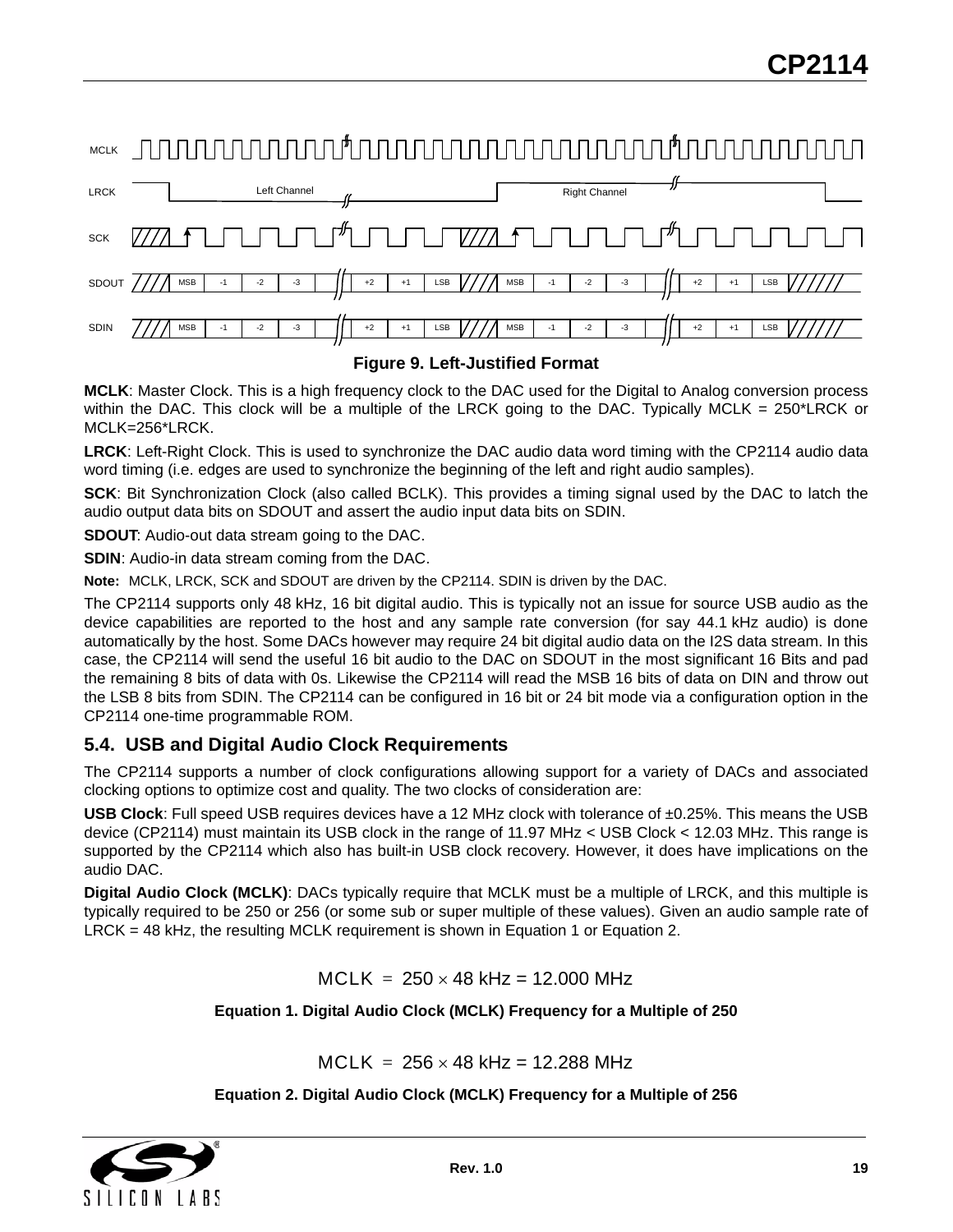Figure 9. Left-Justified Format

**MCLK**: Master Clock. This is a high frequency clock to the DAC used for the Digital to Analog conversion process within the DAC. This clock will be a multiple of the LRCK going to the DAC. Typically MCLK = 250*LRCK or MCLK=256*LRCK.

**LRCK**: Left-Right Clock. This is used to synchronize the DAC audio data word timing with the CP2114 audio data word timing (i.e. edges are used to synchronize the beginning of the left and right audio samples).

**SCK**: Bit Synchronization Clock (also called BCLK). This provides a timing signal used by the DAC to latch the audio output data bits on SDOUT and assert the audio input data bits on SDIN.

**SDOUT**: Audio-out data stream going to the DAC.

**SDIN**: Audio-in data stream coming from the DAC.

**Note:** MCLK, LRCK, SCK and SDOUT are driven by the CP2114. SDIN is driven by the DAC.

The CP2114 supports only 48 kHz, 16 bit digital audio. This is typically not an issue for source USB audio as the device capabilities are reported to the host and any sample rate conversion (for say 44.1 kHz audio) is done automatically by the host. Some DACs however may require 24 bit digital audio data on the I2S data stream. In this case, the CP2114 will send the useful 16 bit audio to the DAC on SDOUT in the most significant 16 Bits and pad the remaining 8 bits of data with 0s. Likewise the CP2114 will read the MSB 16 bits of data on DIN and throw out the LSB 8 bits from SDIN. The CP2114 can be configured in 16 bit or 24 bit mode via a configuration option in the CP2114 one-time programmable ROM.

## 5.4. USB and Digital Audio Clock Requirements

The CP2114 supports a number of clock configurations allowing support for a variety of DACs and associated clocking options to optimize cost and quality. The two clocks of consideration are:

**USB Clock**: Full speed USB requires devices have a 12 MHz clock with tolerance of ±0.25%. This means the USB device (CP2114) must maintain its USB clock in the range of 11.97 MHz < USB Clock < 12.03 MHz. This range is supported by the CP2114 which also has built-in USB clock recovery. However, it does have implications on the audio DAC.

**Digital Audio Clock (MCLK)**: DACs typically require that MCLK must be a multiple of LRCK, and this multiple is typically required to be 250 or 256 (or some sub or super multiple of these values). Given an audio sample rate of LRCK = 48 kHz, the resulting MCLK requirement is shown in Equation 1 or Equation 2.

$$\text{MCLK} = 250 \times 48\text{ kHz} = 12.000\text{ MHz}$$

**Equation 1. Digital Audio Clock (MCLK) Frequency for a Multiple of 250**

$$\text{MCLK} = 256 \times 48\text{ kHz} = 12.288\text{ MHz}$$

**Equation 2. Digital Audio Clock (MCLK) Frequency for a Multiple of 256**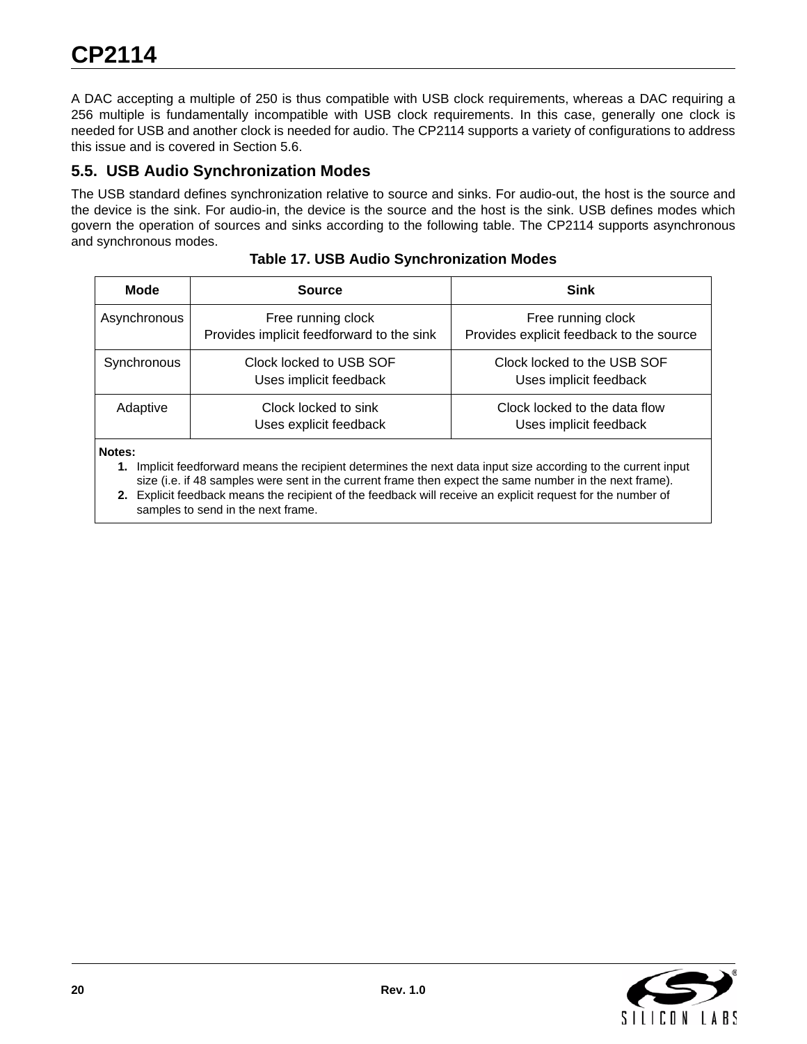A DAC accepting a multiple of 250 is thus compatible with USB clock requirements, whereas a DAC requiring a 256 multiple is fundamentally incompatible with USB clock requirements. In this case, generally one clock is needed for USB and another clock is needed for audio. The CP2114 supports a variety of configurations to address this issue and is covered in Section 5.6.

## 5.5. USB Audio Synchronization Modes

The USB standard defines synchronization relative to source and sinks. For audio-out, the host is the source and the device is the sink. For audio-in, the device is the source and the host is the sink. USB defines modes which govern the operation of sources and sinks according to the following table. The CP2114 supports asynchronous and synchronous modes.

**Table 17. USB Audio Synchronization Modes**

| Mode | Source | Sink |
|---|---|---|
| Asynchronous | Free running clock<br>Provides implicit feedforward to the sink | Free running clock<br>Provides explicit feedback to the source |
| Synchronous | Clock locked to USB SOF<br>Uses implicit feedback | Clock locked to the USB SOF<br>Uses implicit feedback |
| Adaptive | Clock locked to sink<br>Uses explicit feedback | Clock locked to the data flow<br>Uses implicit feedback |

**Notes:**

1. Implicit feedforward means the recipient determines the next data input size according to the current input size (i.e. if 48 samples were sent in the current frame then expect the same number in the next frame).
2. Explicit feedback means the recipient of the feedback will receive an explicit request for the number of samples to send in the next frame.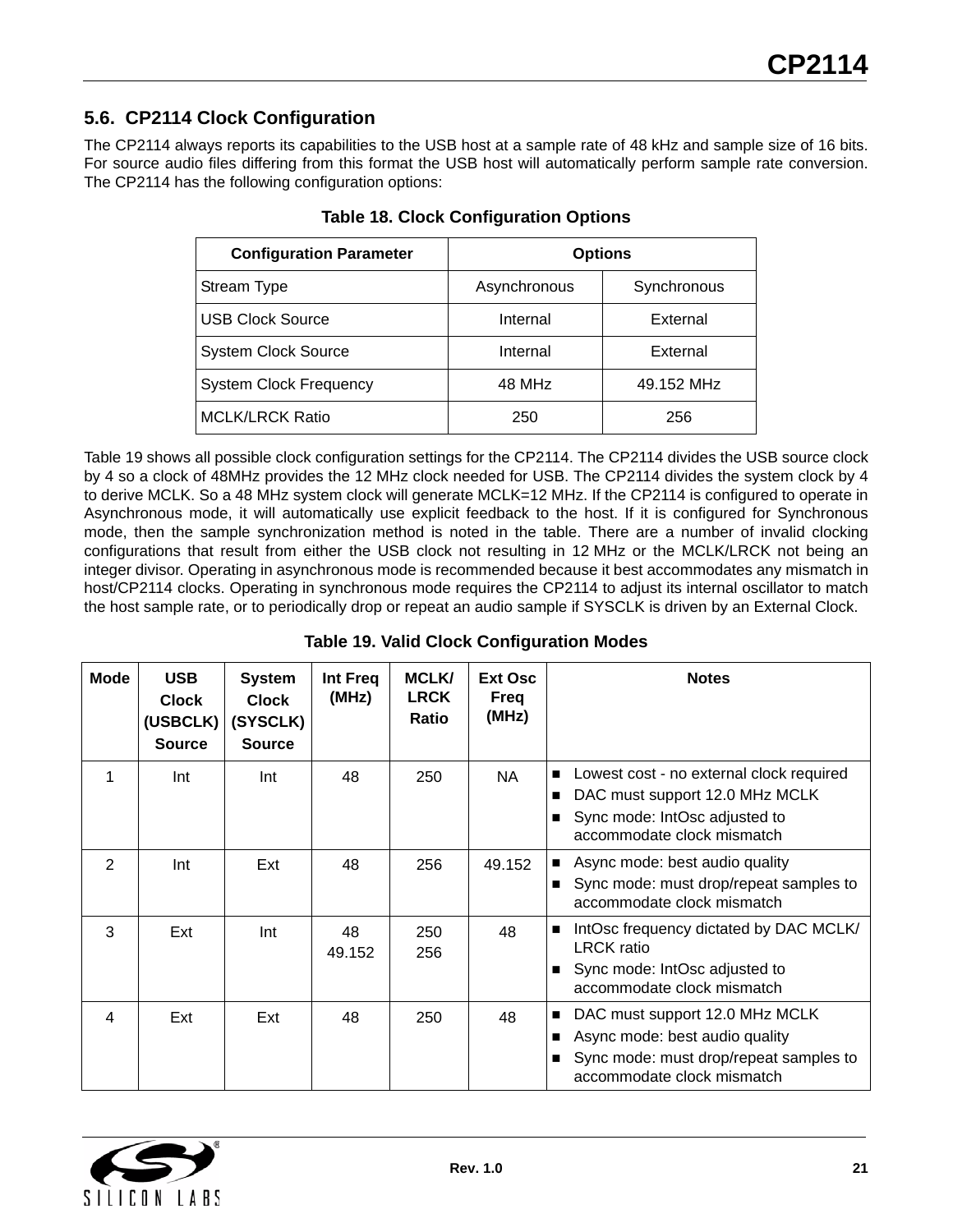## 5.6. CP2114 Clock Configuration

The CP2114 always reports its capabilities to the USB host at a sample rate of 48 kHz and sample size of 16 bits. For source audio files differing from this format the USB host will automatically perform sample rate conversion. The CP2114 has the following configuration options:

**Table 18. Clock Configuration Options**

| Configuration Parameter | Options | |
|---|---|---|
| Stream Type | Asynchronous | Synchronous |
| USB Clock Source | Internal | External |
| System Clock Source | Internal | External |
| System Clock Frequency | 48 MHz | 49.152 MHz |
| MCLK/LRCK Ratio | 250 | 256 |

Table 19 shows all possible clock configuration settings for the CP2114. The CP2114 divides the USB source clock by 4 so a clock of 48MHz provides the 12 MHz clock needed for USB. The CP2114 divides the system clock by 4 to derive MCLK. So a 48 MHz system clock will generate MCLK=12 MHz. If the CP2114 is configured to operate in Asynchronous mode, it will automatically use explicit feedback to the host. If it is configured for Synchronous mode, then the sample synchronization method is noted in the table. There are a number of invalid clocking configurations that result from either the USB clock not resulting in 12 MHz or the MCLK/LRCK not being an integer divisor. Operating in asynchronous mode is recommended because it best accommodates any mismatch in host/CP2114 clocks. Operating in synchronous mode requires the CP2114 to adjust its internal oscillator to match the host sample rate, or to periodically drop or repeat an audio sample if SYSCLK is driven by an External Clock.

**Table 19. Valid Clock Configuration Modes**

| Mode | USB Clock (USBCLK) Source | System Clock (SYSCLK) Source | Int Freq (MHz) | MCLK/ LRCK Ratio | Ext Osc Freq (MHz) | Notes |
|---|---|---|---|---|---|---|
| 1 | Int | Int | 48 | 250 | NA | ■ Lowest cost - no external clock required<br>■ DAC must support 12.0 MHz MCLK<br>■ Sync mode: IntOsc adjusted to accommodate clock mismatch |
| 2 | Int | Ext | 48 | 256 | 49.152 | ■ Async mode: best audio quality<br>■ Sync mode: must drop/repeat samples to accommodate clock mismatch |
| 3 | Ext | Int | 48<br>49.152 | 250<br>256 | 48 | ■ IntOsc frequency dictated by DAC MCLK/LRCK ratio<br>■ Sync mode: IntOsc adjusted to accommodate clock mismatch |
| 4 | Ext | Ext | 48 | 250 | 48 | ■ DAC must support 12.0 MHz MCLK<br>■ Async mode: best audio quality<br>■ Sync mode: must drop/repeat samples to accommodate clock mismatch |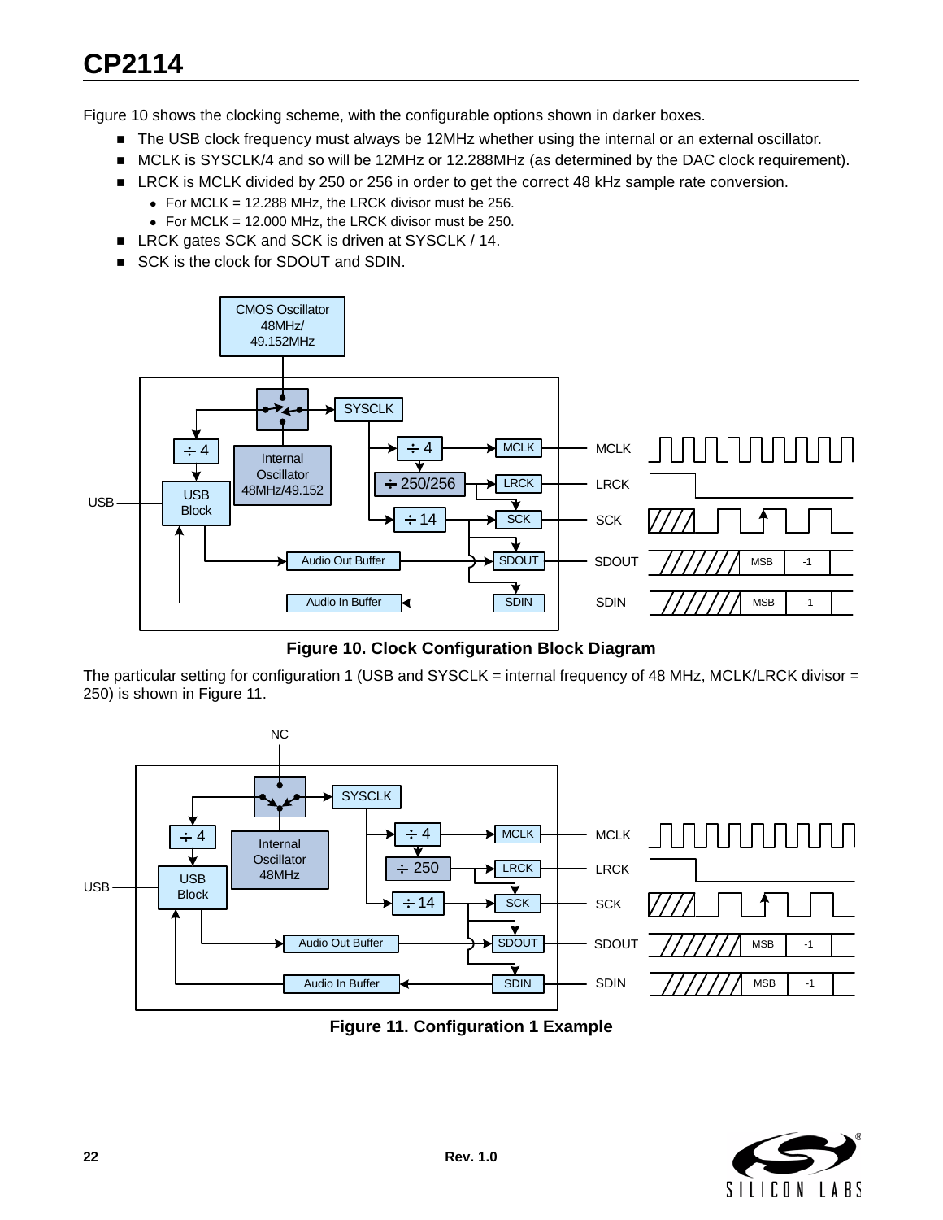Figure 10 shows the clocking scheme, with the configurable options shown in darker boxes.

- The USB clock frequency must always be 12MHz whether using the internal or an external oscillator.
- MCLK is SYSCLK/4 and so will be 12MHz or 12.288MHz (as determined by the DAC clock requirement).
- LRCK is MCLK divided by 250 or 256 in order to get the correct 48 kHz sample rate conversion.
  - For MCLK = 12.288 MHz, the LRCK divisor must be 256.
  - For MCLK = 12.000 MHz, the LRCK divisor must be 250.
- LRCK gates SCK and SCK is driven at SYSCLK / 14.
- SCK is the clock for SDOUT and SDIN.

**Figure 10. Clock Configuration Block Diagram**

The particular setting for configuration 1 (USB and SYSCLK = internal frequency of 48 MHz, MCLK/LRCK divisor = 250) is shown in Figure 11.

**Figure 11. Configuration 1 Example**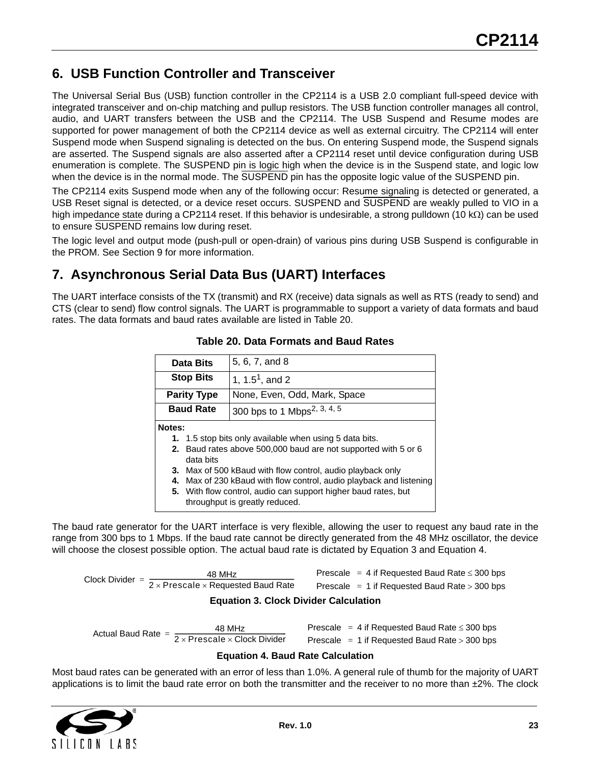## 6. USB Function Controller and Transceiver

The Universal Serial Bus (USB) function controller in the CP2114 is a USB 2.0 compliant full-speed device with integrated transceiver and on-chip matching and pullup resistors. The USB function controller manages all control, audio, and UART transfers between the USB and the CP2114. The USB Suspend and Resume modes are supported for power management of both the CP2114 device as well as external circuitry. The CP2114 will enter Suspend mode when Suspend signaling is detected on the bus. On entering Suspend mode, the Suspend signals are asserted. The Suspend signals are also asserted after a CP2114 reset until device configuration during USB enumeration is complete. The SUSPEND pin is logic high when the device is in the Suspend state, and logic low when the device is in the normal mode. The $\overline{\text{SUSPEND}}$ pin has the opposite logic value of the SUSPEND pin.

The CP2114 exits Suspend mode when any of the following occur: Resume signaling is detected or generated, a USB Reset signal is detected, or a device reset occurs. SUSPEND and $\overline{\text{SUSPEND}}$ are weakly pulled to VIO in a high impedance state during a CP2114 reset. If this behavior is undesirable, a strong pulldown (10 kΩ) can be used to ensure $\overline{\text{SUSPEND}}$ remains low during reset.

The logic level and output mode (push-pull or open-drain) of various pins during USB Suspend is configurable in the PROM. See Section 9 for more information.

## 7. Asynchronous Serial Data Bus (UART) Interfaces

The UART interface consists of the TX (transmit) and RX (receive) data signals as well as RTS (ready to send) and CTS (clear to send) flow control signals. The UART is programmable to support a variety of data formats and baud rates. The data formats and baud rates available are listed in Table 20.

**Table 20. Data Formats and Baud Rates**

| | |
|---|---|
| **Data Bits** | 5, 6, 7, and 8 |
| **Stop Bits** | 1, 1.5[1], and 2 |
| **Parity Type** | None, Even, Odd, Mark, Space |
| **Baud Rate** | 300 bps to 1 Mbps[2, 3, 4, 5] |

**Notes:**
1. 1.5 stop bits only available when using 5 data bits.
2. Baud rates above 500,000 baud are not supported with 5 or 6 data bits
3. Max of 500 kBaud with flow control, audio playback only
4. Max of 230 kBaud with flow control, audio playback and listening
5. With flow control, audio can support higher baud rates, but throughput is greatly reduced.

The baud rate generator for the UART interface is very flexible, allowing the user to request any baud rate in the range from 300 bps to 1 Mbps. If the baud rate cannot be directly generated from the 48 MHz oscillator, the device will choose the closest possible option. The actual baud rate is dictated by Equation 3 and Equation 4.

$$\text{Clock Divider} = \frac{48\text{ MHz}}{2 \times \text{Prescale} \times \text{Requested Baud Rate}} \qquad \begin{array}{l} \text{Prescale} = 4 \text{ if Requested Baud Rate} \le 300\text{ bps} \\ \text{Prescale} = 1 \text{ if Requested Baud Rate} > 300\text{ bps} \end{array}$$

**Equation 3. Clock Divider Calculation**

$$\text{Actual Baud Rate} = \frac{48\text{ MHz}}{2 \times \text{Prescale} \times \text{Clock Divider}} \qquad \begin{array}{l} \text{Prescale} = 4 \text{ if Requested Baud Rate} \le 300\text{ bps} \\ \text{Prescale} = 1 \text{ if Requested Baud Rate} > 300\text{ bps} \end{array}$$

**Equation 4. Baud Rate Calculation**

Most baud rates can be generated with an error of less than 1.0%. A general rule of thumb for the majority of UART applications is to limit the baud rate error on both the transmitter and the receiver to no more than ±2%. The clock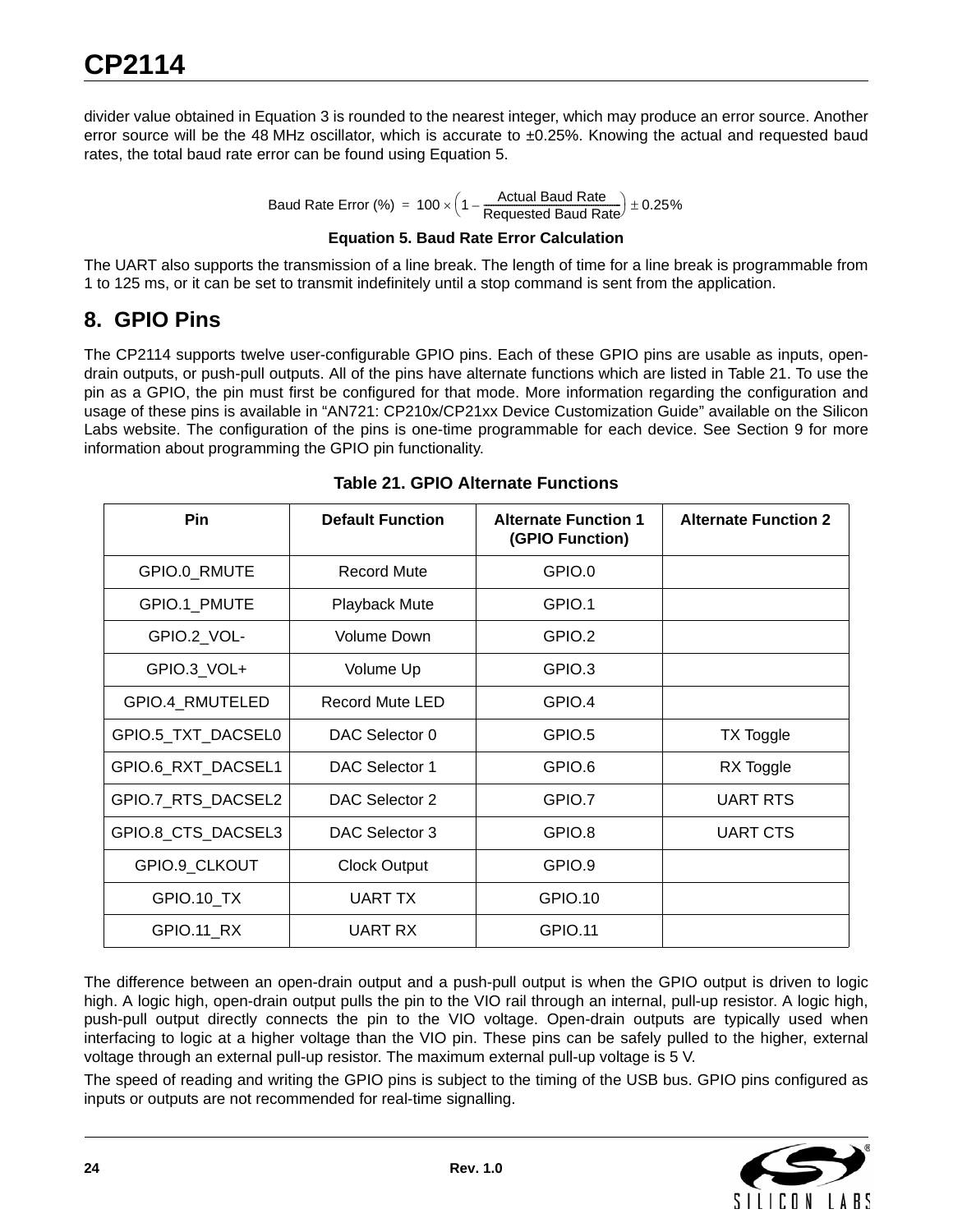divider value obtained in Equation 3 is rounded to the nearest integer, which may produce an error source. Another error source will be the 48 MHz oscillator, which is accurate to ±0.25%. Knowing the actual and requested baud rates, the total baud rate error can be found using Equation 5.

$$\text{Baud Rate Error (\%)} = 100 \times \left(1 - \frac{\text{Actual Baud Rate}}{\text{Requested Baud Rate}}\right) \pm 0.25\%$$

**Equation 5. Baud Rate Error Calculation**

The UART also supports the transmission of a line break. The length of time for a line break is programmable from 1 to 125 ms, or it can be set to transmit indefinitely until a stop command is sent from the application.

## 8. GPIO Pins

The CP2114 supports twelve user-configurable GPIO pins. Each of these GPIO pins are usable as inputs, open-drain outputs, or push-pull outputs. All of the pins have alternate functions which are listed in Table 21. To use the pin as a GPIO, the pin must first be configured for that mode. More information regarding the configuration and usage of these pins is available in "AN721: CP210x/CP21xx Device Customization Guide" available on the Silicon Labs website. The configuration of the pins is one-time programmable for each device. See Section 9 for more information about programming the GPIO pin functionality.

**Table 21. GPIO Alternate Functions**

| Pin | Default Function | Alternate Function 1 (GPIO Function) | Alternate Function 2 |
|---|---|---|---|
| GPIO.0_RMUTE | Record Mute | GPIO.0 | |
| GPIO.1_PMUTE | Playback Mute | GPIO.1 | |
| GPIO.2_VOL- | Volume Down | GPIO.2 | |
| GPIO.3_VOL+ | Volume Up | GPIO.3 | |
| GPIO.4_RMUTELED | Record Mute LED | GPIO.4 | |
| GPIO.5_TXT_DACSEL0 | DAC Selector 0 | GPIO.5 | TX Toggle |
| GPIO.6_RXT_DACSEL1 | DAC Selector 1 | GPIO.6 | RX Toggle |
| GPIO.7_RTS_DACSEL2 | DAC Selector 2 | GPIO.7 | UART RTS |
| GPIO.8_CTS_DACSEL3 | DAC Selector 3 | GPIO.8 | UART CTS |
| GPIO.9_CLKOUT | Clock Output | GPIO.9 | |
| GPIO.10_TX | UART TX | GPIO.10 | |
| GPIO.11_RX | UART RX | GPIO.11 | |

The difference between an open-drain output and a push-pull output is when the GPIO output is driven to logic high. A logic high, open-drain output pulls the pin to the VIO rail through an internal, pull-up resistor. A logic high, push-pull output directly connects the pin to the VIO voltage. Open-drain outputs are typically used when interfacing to logic at a higher voltage than the VIO pin. These pins can be safely pulled to the higher, external voltage through an external pull-up resistor. The maximum external pull-up voltage is 5 V.

The speed of reading and writing the GPIO pins is subject to the timing of the USB bus. GPIO pins configured as inputs or outputs are not recommended for real-time signalling.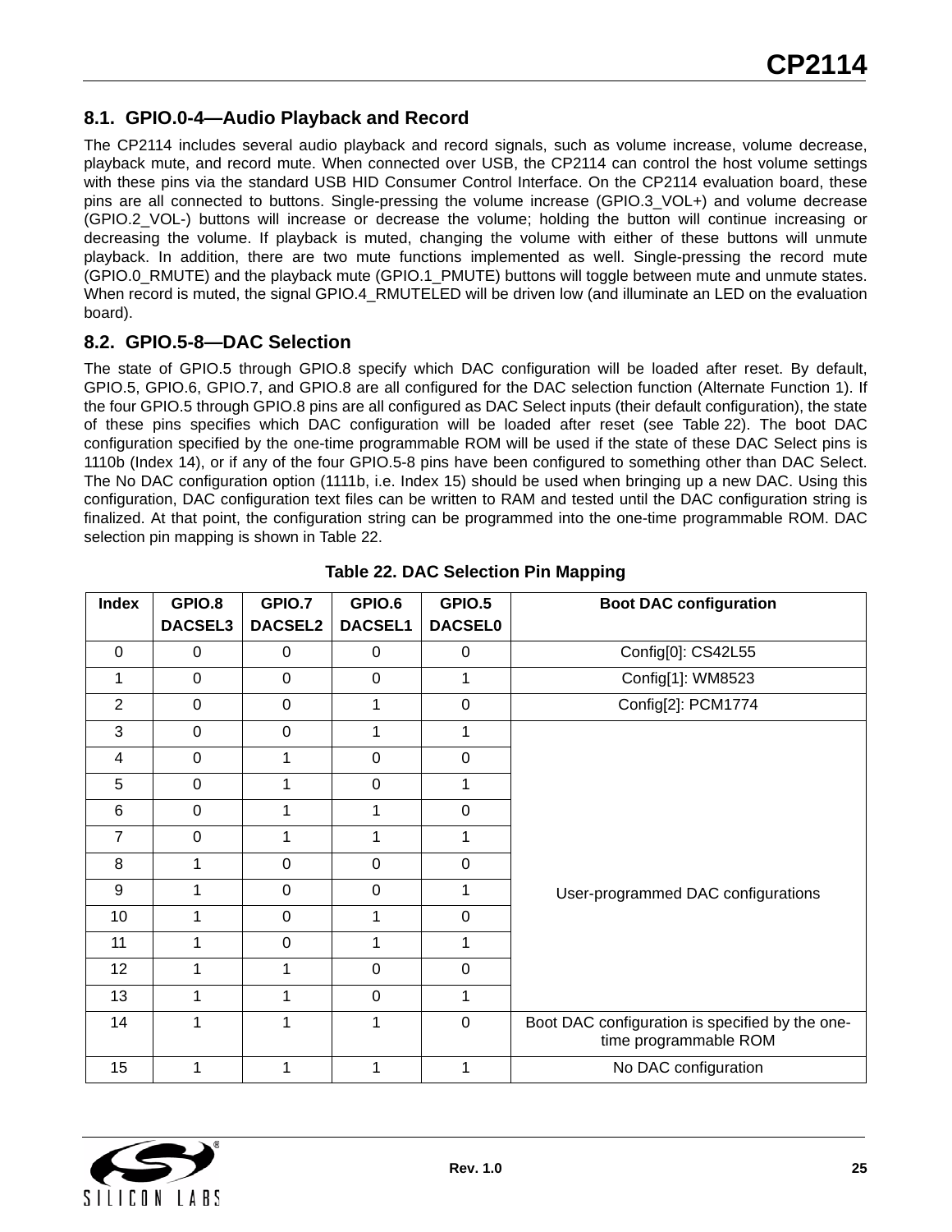### 8.1. GPIO.0-4—Audio Playback and Record

The CP2114 includes several audio playback and record signals, such as volume increase, volume decrease, playback mute, and record mute. When connected over USB, the CP2114 can control the host volume settings with these pins via the standard USB HID Consumer Control Interface. On the CP2114 evaluation board, these pins are all connected to buttons. Single-pressing the volume increase (GPIO.3_VOL+) and volume decrease (GPIO.2_VOL-) buttons will increase or decrease the volume; holding the button will continue increasing or decreasing the volume. If playback is muted, changing the volume with either of these buttons will unmute playback. In addition, there are two mute functions implemented as well. Single-pressing the record mute (GPIO.0_RMUTE) and the playback mute (GPIO.1_PMUTE) buttons will toggle between mute and unmute states. When record is muted, the signal GPIO.4_RMUTELED will be driven low (and illuminate an LED on the evaluation board).

### 8.2. GPIO.5-8—DAC Selection

The state of GPIO.5 through GPIO.8 specify which DAC configuration will be loaded after reset. By default, GPIO.5, GPIO.6, GPIO.7, and GPIO.8 are all configured for the DAC selection function (Alternate Function 1). If the four GPIO.5 through GPIO.8 pins are all configured as DAC Select inputs (their default configuration), the state of these pins specifies which DAC configuration will be loaded after reset (see Table 22). The boot DAC configuration specified by the one-time programmable ROM will be used if the state of these DAC Select pins is 1110b (Index 14), or if any of the four GPIO.5-8 pins have been configured to something other than DAC Select. The No DAC configuration option (1111b, i.e. Index 15) should be used when bringing up a new DAC. Using this configuration, DAC configuration text files can be written to RAM and tested until the DAC configuration string is finalized. At that point, the configuration string can be programmed into the one-time programmable ROM. DAC selection pin mapping is shown in Table 22.

**Table 22. DAC Selection Pin Mapping**

| Index | GPIO.8 DACSEL3 | GPIO.7 DACSEL2 | GPIO.6 DACSEL1 | GPIO.5 DACSEL0 | Boot DAC configuration |
|---|---|---|---|---|---|
| 0 | 0 | 0 | 0 | 0 | Config[0]: CS42L55 |
| 1 | 0 | 0 | 0 | 1 | Config[1]: WM8523 |
| 2 | 0 | 0 | 1 | 0 | Config[2]: PCM1774 |
| 3 | 0 | 0 | 1 | 1 | User-programmed DAC configurations |
| 4 | 0 | 1 | 0 | 0 | |
| 5 | 0 | 1 | 0 | 1 | |
| 6 | 0 | 1 | 1 | 0 | |
| 7 | 0 | 1 | 1 | 1 | |
| 8 | 1 | 0 | 0 | 0 | |
| 9 | 1 | 0 | 0 | 1 | |
| 10 | 1 | 0 | 1 | 0 | |
| 11 | 1 | 0 | 1 | 1 | |
| 12 | 1 | 1 | 0 | 0 | |
| 13 | 1 | 1 | 0 | 1 | |
| 14 | 1 | 1 | 1 | 0 | Boot DAC configuration is specified by the one-time programmable ROM |
| 15 | 1 | 1 | 1 | 1 | No DAC configuration |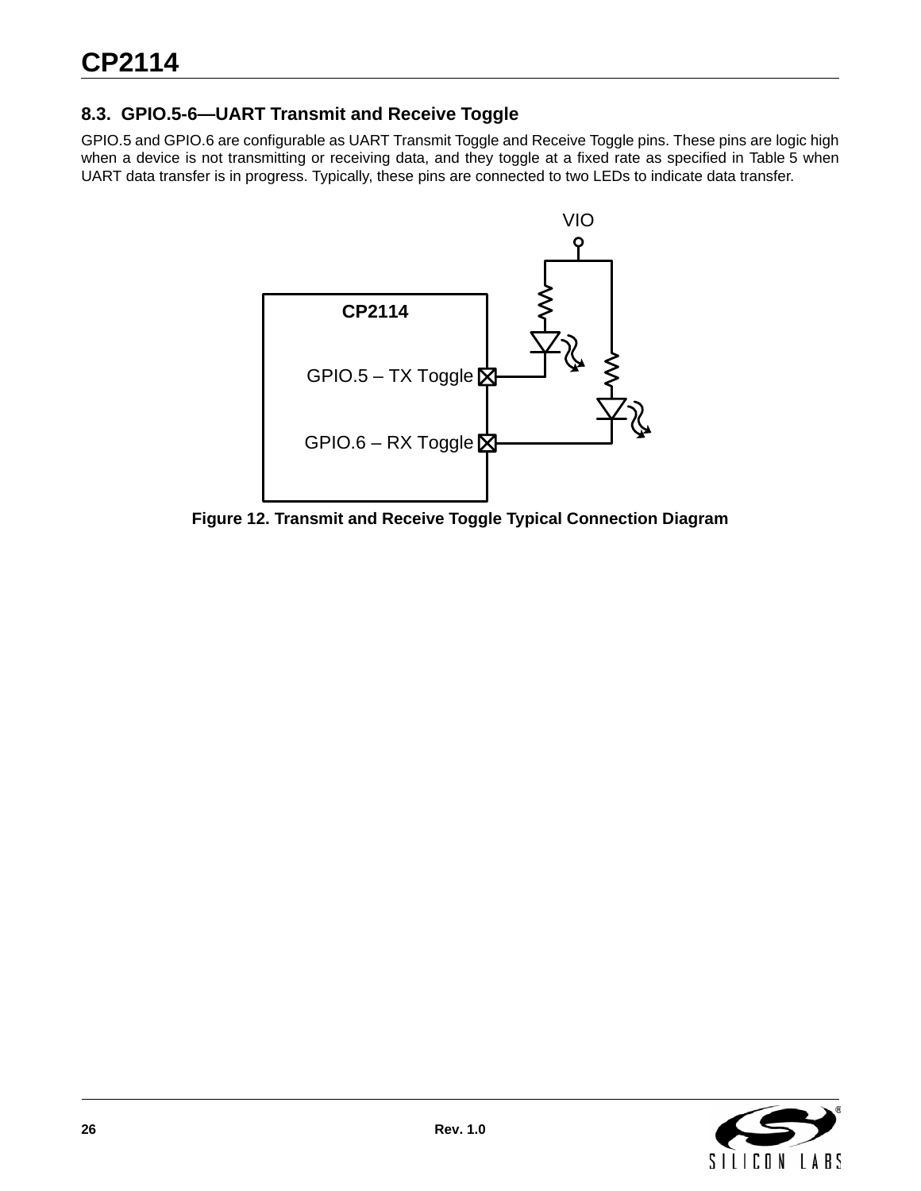## 8.3. GPIO.5-6—UART Transmit and Receive Toggle

GPIO.5 and GPIO.6 are configurable as UART Transmit Toggle and Receive Toggle pins. These pins are logic high when a device is not transmitting or receiving data, and they toggle at a fixed rate as specified in Table 5 when UART data transfer is in progress. Typically, these pins are connected to two LEDs to indicate data transfer.

**Figure 12. Transmit and Receive Toggle Typical Connection Diagram**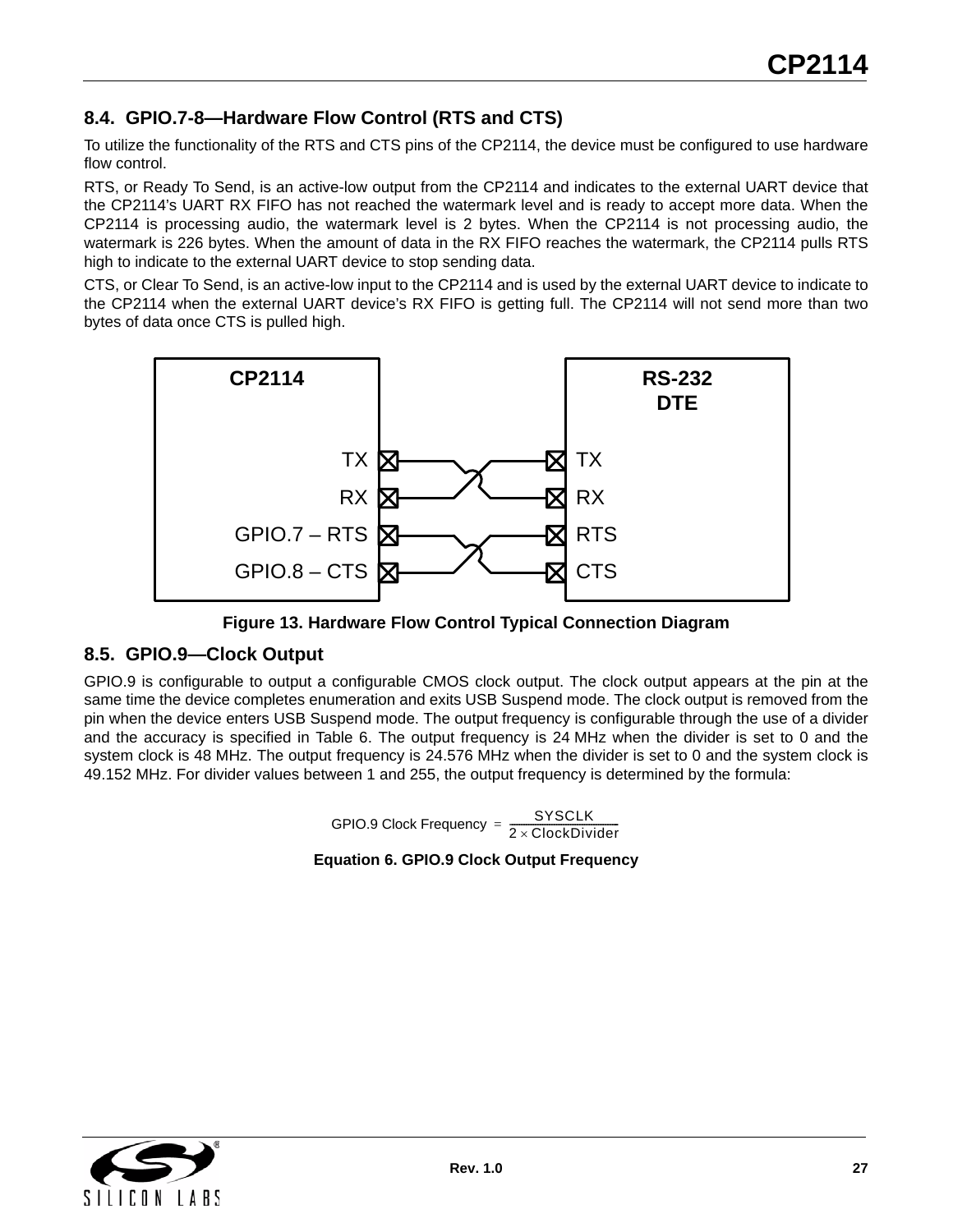## 8.4. GPIO.7-8—Hardware Flow Control (RTS and CTS)

To utilize the functionality of the RTS and CTS pins of the CP2114, the device must be configured to use hardware flow control.

RTS, or Ready To Send, is an active-low output from the CP2114 and indicates to the external UART device that the CP2114's UART RX FIFO has not reached the watermark level and is ready to accept more data. When the CP2114 is processing audio, the watermark level is 2 bytes. When the CP2114 is not processing audio, the watermark is 226 bytes. When the amount of data in the RX FIFO reaches the watermark, the CP2114 pulls RTS high to indicate to the external UART device to stop sending data.

CTS, or Clear To Send, is an active-low input to the CP2114 and is used by the external UART device to indicate to the CP2114 when the external UART device's RX FIFO is getting full. The CP2114 will not send more than two bytes of data once CTS is pulled high.

**Figure 13. Hardware Flow Control Typical Connection Diagram**

## 8.5. GPIO.9—Clock Output

GPIO.9 is configurable to output a configurable CMOS clock output. The clock output appears at the pin at the same time the device completes enumeration and exits USB Suspend mode. The clock output is removed from the pin when the device enters USB Suspend mode. The output frequency is configurable through the use of a divider and the accuracy is specified in Table 6. The output frequency is 24 MHz when the divider is set to 0 and the system clock is 48 MHz. The output frequency is 24.576 MHz when the divider is set to 0 and the system clock is 49.152 MHz. For divider values between 1 and 255, the output frequency is determined by the formula:

$$\text{GPIO.9 Clock Frequency} = \frac{\text{SYSCLK}}{2 \times \text{ClockDivider}}$$

**Equation 6. GPIO.9 Clock Output Frequency**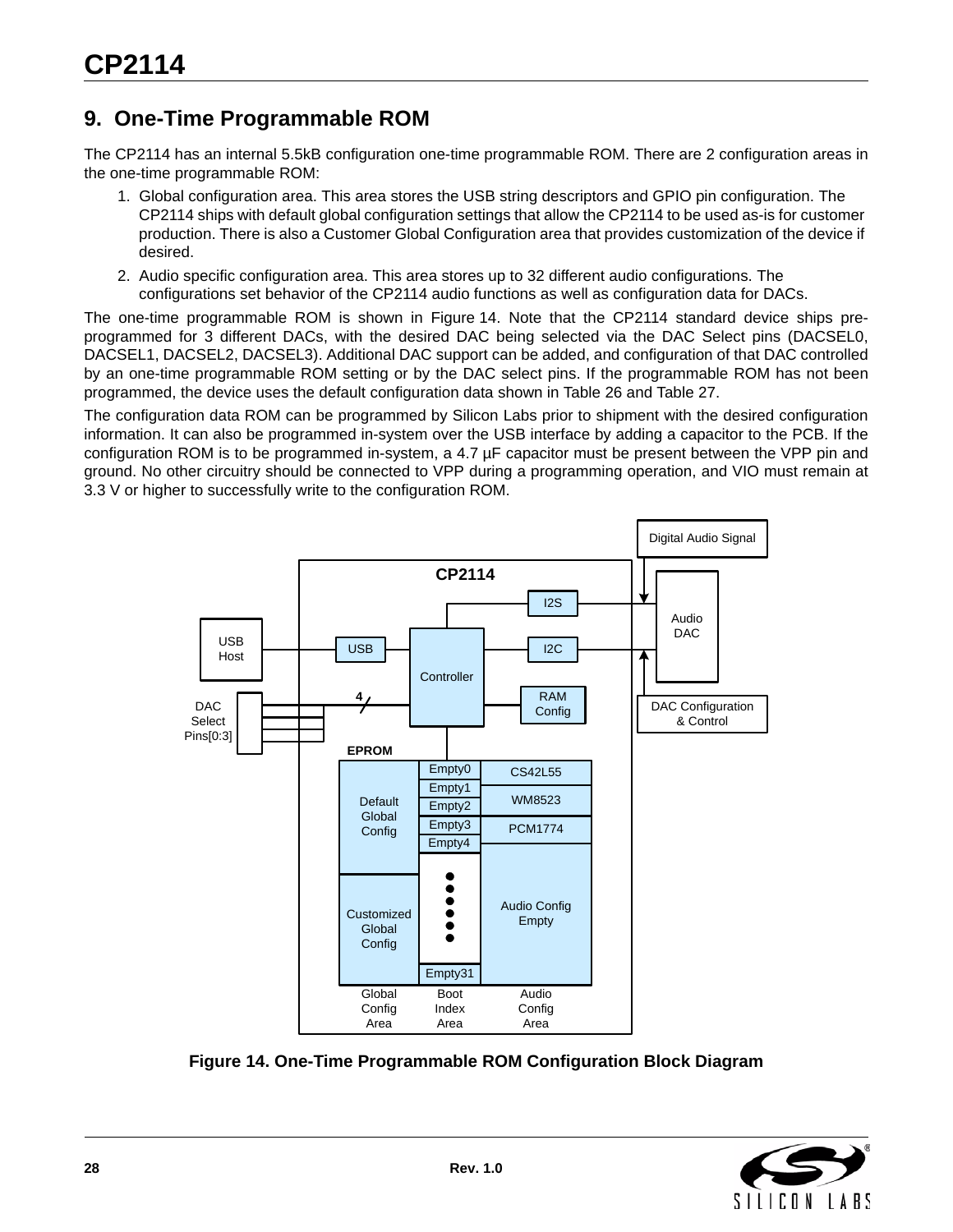## 9. One-Time Programmable ROM

The CP2114 has an internal 5.5kB configuration one-time programmable ROM. There are 2 configuration areas in the one-time programmable ROM:

1. Global configuration area. This area stores the USB string descriptors and GPIO pin configuration. The CP2114 ships with default global configuration settings that allow the CP2114 to be used as-is for customer production. There is also a Customer Global Configuration area that provides customization of the device if desired.
2. Audio specific configuration area. This area stores up to 32 different audio configurations. The configurations set behavior of the CP2114 audio functions as well as configuration data for DACs.

The one-time programmable ROM is shown in Figure 14. Note that the CP2114 standard device ships pre-programmed for 3 different DACs, with the desired DAC being selected via the DAC Select pins (DACSEL0, DACSEL1, DACSEL2, DACSEL3). Additional DAC support can be added, and configuration of that DAC controlled by an one-time programmable ROM setting or by the DAC select pins. If the programmable ROM has not been programmed, the device uses the default configuration data shown in Table 26 and Table 27.

The configuration data ROM can be programmed by Silicon Labs prior to shipment with the desired configuration information. It can also be programmed in-system over the USB interface by adding a capacitor to the PCB. If the configuration ROM is to be programmed in-system, a 4.7 µF capacitor must be present between the VPP pin and ground. No other circuitry should be connected to VPP during a programming operation, and VIO must remain at 3.3 V or higher to successfully write to the configuration ROM.

**Figure 14. One-Time Programmable ROM Configuration Block Diagram**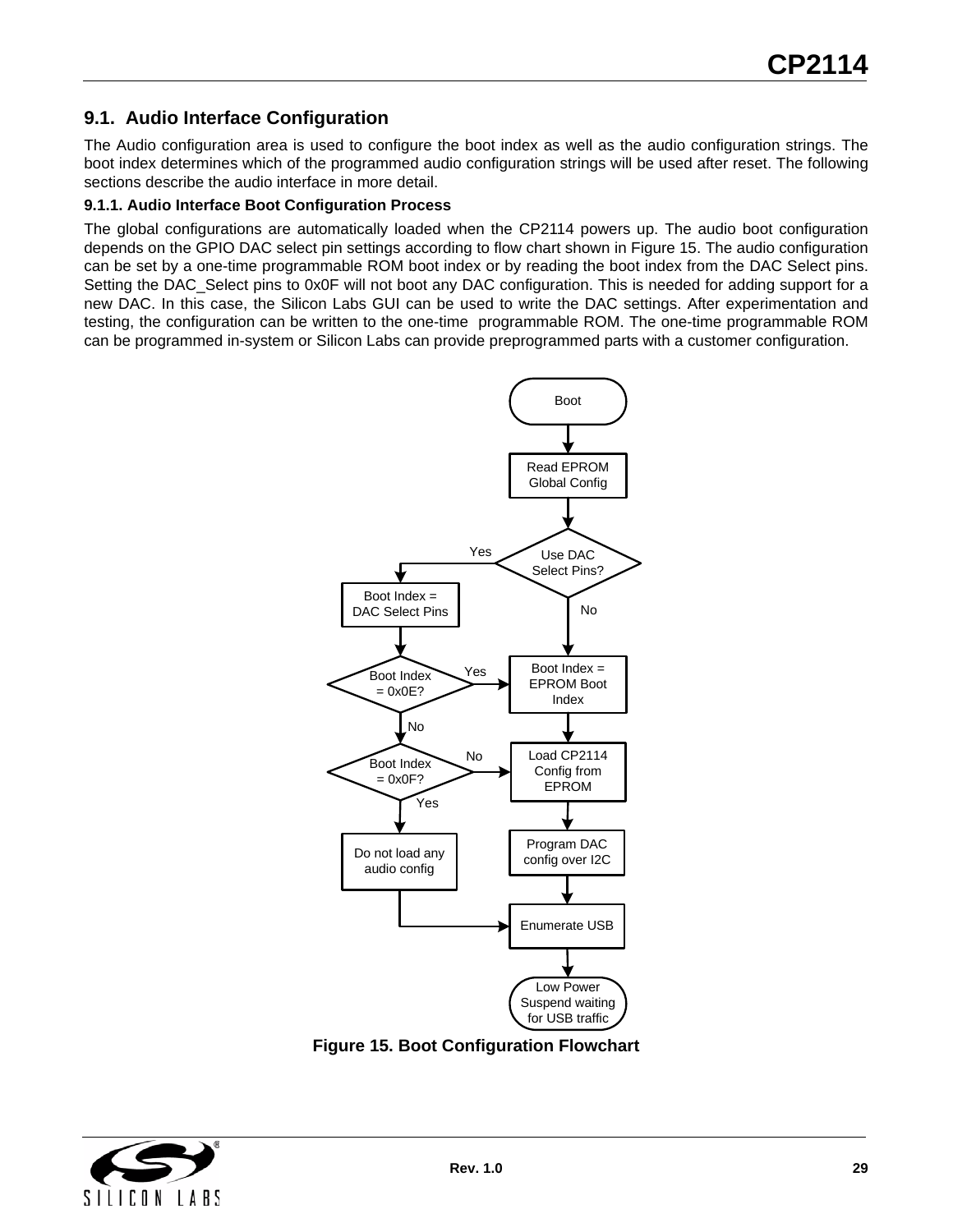## 9.1. Audio Interface Configuration

The Audio configuration area is used to configure the boot index as well as the audio configuration strings. The boot index determines which of the programmed audio configuration strings will be used after reset. The following sections describe the audio interface in more detail.

### 9.1.1. Audio Interface Boot Configuration Process

The global configurations are automatically loaded when the CP2114 powers up. The audio boot configuration depends on the GPIO DAC select pin settings according to flow chart shown in Figure 15. The audio configuration can be set by a one-time programmable ROM boot index or by reading the boot index from the DAC Select pins. Setting the DAC_Select pins to 0x0F will not boot any DAC configuration. This is needed for adding support for a new DAC. In this case, the Silicon Labs GUI can be used to write the DAC settings. After experimentation and testing, the configuration can be written to the one-time programmable ROM. The one-time programmable ROM can be programmed in-system or Silicon Labs can provide preprogrammed parts with a customer configuration.

Boot

Read EPROM Global Config

Use DAC Select Pins?

Yes

No

Boot Index = DAC Select Pins

Boot Index = 0x0E?

Yes

Boot Index = EPROM Boot Index

No

Boot Index = 0x0F?

No

Load CP2114 Config from EPROM

Yes

Do not load any audio config

Program DAC config over I2C

Enumerate USB

Low Power Suspend waiting for USB traffic

**Figure 15. Boot Configuration Flowchart**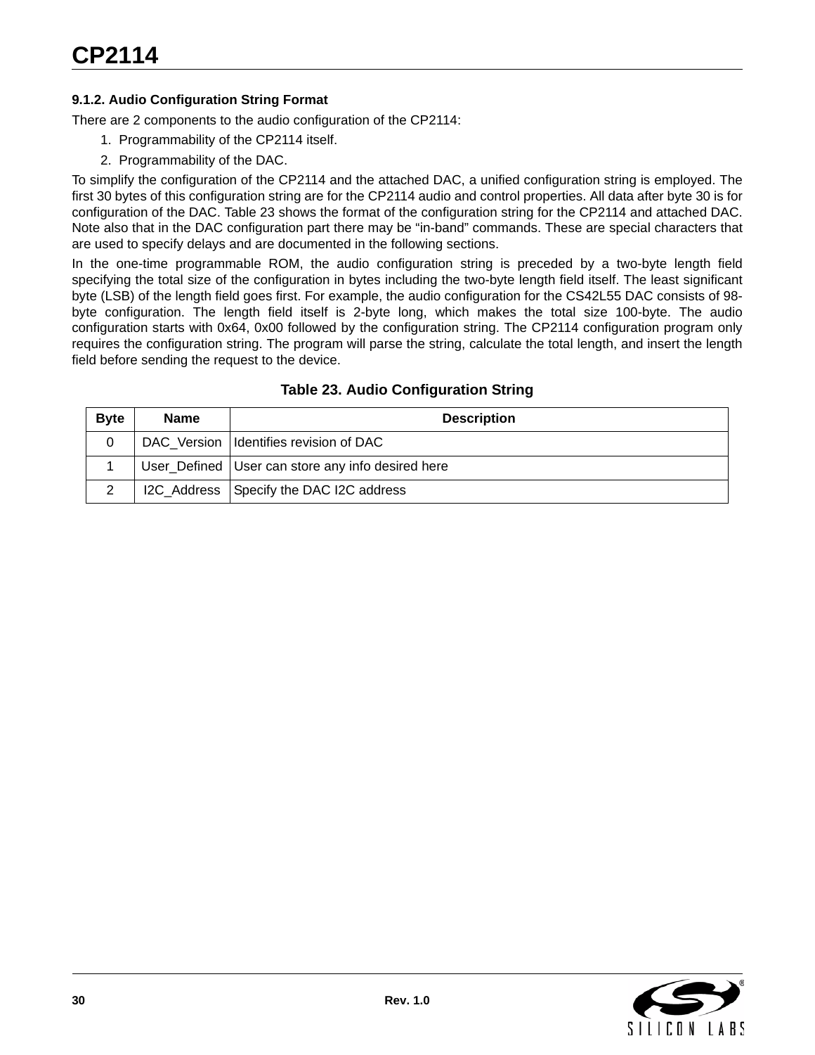### 9.1.2. Audio Configuration String Format

There are 2 components to the audio configuration of the CP2114:

1. Programmability of the CP2114 itself.
2. Programmability of the DAC.

To simplify the configuration of the CP2114 and the attached DAC, a unified configuration string is employed. The first 30 bytes of this configuration string are for the CP2114 audio and control properties. All data after byte 30 is for configuration of the DAC. Table 23 shows the format of the configuration string for the CP2114 and attached DAC. Note also that in the DAC configuration part there may be "in-band" commands. These are special characters that are used to specify delays and are documented in the following sections.

In the one-time programmable ROM, the audio configuration string is preceded by a two-byte length field specifying the total size of the configuration in bytes including the two-byte length field itself. The least significant byte (LSB) of the length field goes first. For example, the audio configuration for the CS42L55 DAC consists of 98-byte configuration. The length field itself is 2-byte long, which makes the total size 100-byte. The audio configuration starts with 0x64, 0x00 followed by the configuration string. The CP2114 configuration program only requires the configuration string. The program will parse the string, calculate the total length, and insert the length field before sending the request to the device.

**Table 23. Audio Configuration String**

| Byte | Name | Description |
|---|---|---|
| 0 | DAC_Version | Identifies revision of DAC |
| 1 | User_Defined | User can store any info desired here |
| 2 | I2C_Address | Specify the DAC I2C address |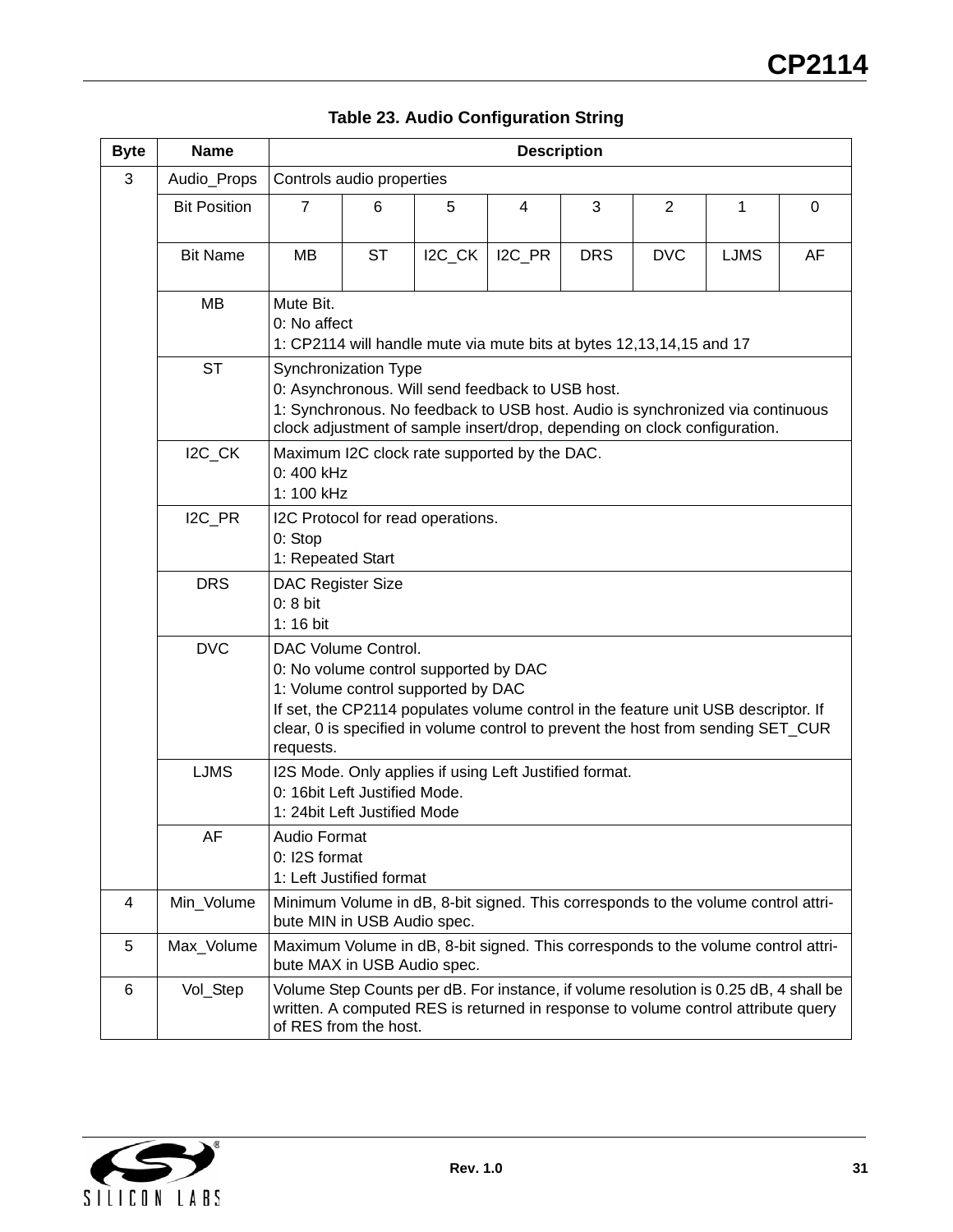**Table 23. Audio Configuration String**

| Byte | Name | Description | | | | | | | |
|---|---|---|---|---|---|---|---|---|---|
| 3 | Audio_Props | Controls audio properties | | | | | | | |
| | Bit Position | 7 | 6 | 5 | 4 | 3 | 2 | 1 | 0 |
| | Bit Name | MB | ST | I2C_CK | I2C_PR | DRS | DVC | LJMS | AF |
| | MB | Mute Bit.<br>0: No affect<br>1: CP2114 will handle mute via mute bits at bytes 12,13,14,15 and 17 | | | | | | | |
| | ST | Synchronization Type<br>0: Asynchronous. Will send feedback to USB host.<br>1: Synchronous. No feedback to USB host. Audio is synchronized via continuous clock adjustment of sample insert/drop, depending on clock configuration. | | | | | | | |
| | I2C_CK | Maximum I2C clock rate supported by the DAC.<br>0: 400 kHz<br>1: 100 kHz | | | | | | | |
| | I2C_PR | I2C Protocol for read operations.<br>0: Stop<br>1: Repeated Start | | | | | | | |
| | DRS | DAC Register Size<br>0: 8 bit<br>1: 16 bit | | | | | | | |
| | DVC | DAC Volume Control.<br>0: No volume control supported by DAC<br>1: Volume control supported by DAC<br>If set, the CP2114 populates volume control in the feature unit USB descriptor. If clear, 0 is specified in volume control to prevent the host from sending SET_CUR requests. | | | | | | | |
| | LJMS | I2S Mode. Only applies if using Left Justified format.<br>0: 16bit Left Justified Mode.<br>1: 24bit Left Justified Mode | | | | | | | |
| | AF | Audio Format<br>0: I2S format<br>1: Left Justified format | | | | | | | |
| 4 | Min_Volume | Minimum Volume in dB, 8-bit signed. This corresponds to the volume control attribute MIN in USB Audio spec. | | | | | | | |
| 5 | Max_Volume | Maximum Volume in dB, 8-bit signed. This corresponds to the volume control attribute MAX in USB Audio spec. | | | | | | | |
| 6 | Vol_Step | Volume Step Counts per dB. For instance, if volume resolution is 0.25 dB, 4 shall be written. A computed RES is returned in response to volume control attribute query of RES from the host. | | | | | | | |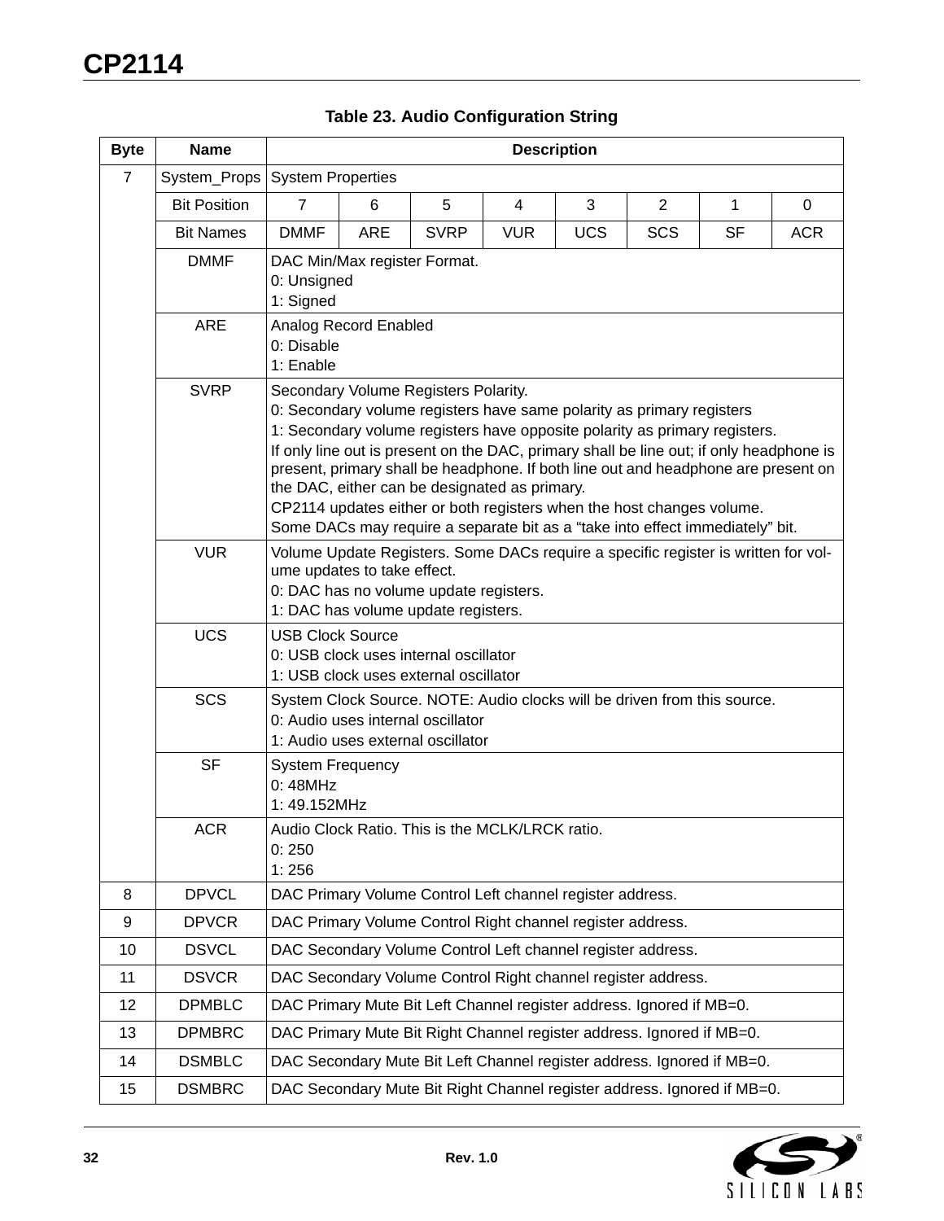**Table 23. Audio Configuration String**

| Byte | Name | Description | | | | | | | |
|---|---|---|---|---|---|---|---|---|---|
| 7 | System_Props | System Properties | | | | | | | |
| | Bit Position | 7 | 6 | 5 | 4 | 3 | 2 | 1 | 0 |
| | Bit Names | DMMF | ARE | SVRP | VUR | UCS | SCS | SF | ACR |
| | DMMF | DAC Min/Max register Format.<br>0: Unsigned<br>1: Signed | | | | | | | |
| | ARE | Analog Record Enabled<br>0: Disable<br>1: Enable | | | | | | | |
| | SVRP | Secondary Volume Registers Polarity.<br>0: Secondary volume registers have same polarity as primary registers<br>1: Secondary volume registers have opposite polarity as primary registers.<br>If only line out is present on the DAC, primary shall be line out; if only headphone is present, primary shall be headphone. If both line out and headphone are present on the DAC, either can be designated as primary.<br>CP2114 updates either or both registers when the host changes volume.<br>Some DACs may require a separate bit as a “take into effect immediately” bit. | | | | | | | |
| | VUR | Volume Update Registers. Some DACs require a specific register is written for volume updates to take effect.<br>0: DAC has no volume update registers.<br>1: DAC has volume update registers. | | | | | | | |
| | UCS | USB Clock Source<br>0: USB clock uses internal oscillator<br>1: USB clock uses external oscillator | | | | | | | |
| | SCS | System Clock Source. NOTE: Audio clocks will be driven from this source.<br>0: Audio uses internal oscillator<br>1: Audio uses external oscillator | | | | | | | |
| | SF | System Frequency<br>0: 48MHz<br>1: 49.152MHz | | | | | | | |
| | ACR | Audio Clock Ratio. This is the MCLK/LRCK ratio.<br>0: 250<br>1: 256 | | | | | | | |
| 8 | DPVCL | DAC Primary Volume Control Left channel register address. | | | | | | | |
| 9 | DPVCR | DAC Primary Volume Control Right channel register address. | | | | | | | |
| 10 | DSVCL | DAC Secondary Volume Control Left channel register address. | | | | | | | |
| 11 | DSVCR | DAC Secondary Volume Control Right channel register address. | | | | | | | |
| 12 | DPMBLC | DAC Primary Mute Bit Left Channel register address. Ignored if MB=0. | | | | | | | |
| 13 | DPMBRC | DAC Primary Mute Bit Right Channel register address. Ignored if MB=0. | | | | | | | |
| 14 | DSMBLC | DAC Secondary Mute Bit Left Channel register address. Ignored if MB=0. | | | | | | | |
| 15 | DSMBRC | DAC Secondary Mute Bit Right Channel register address. Ignored if MB=0. | | | | | | | |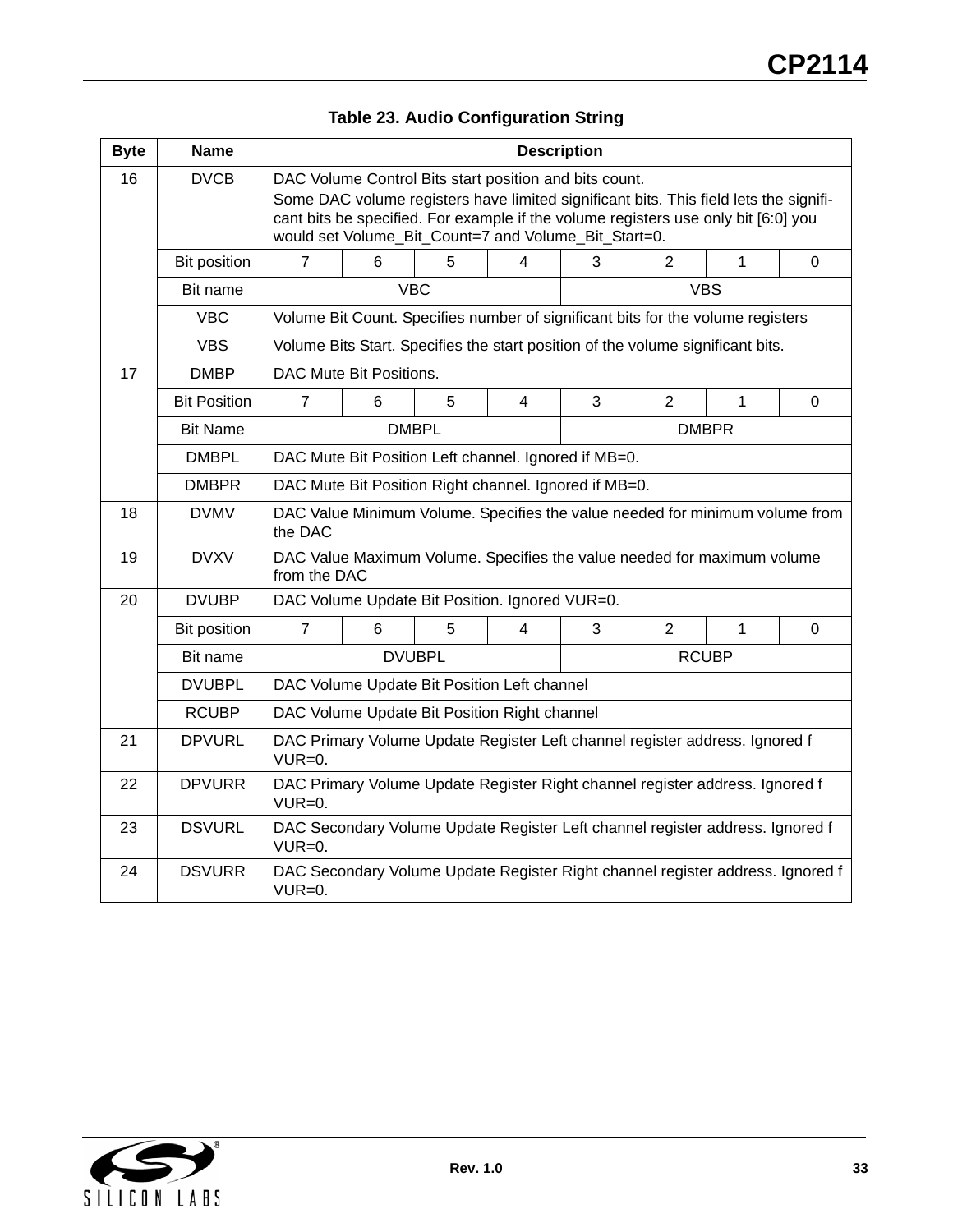**Table 23. Audio Configuration String**

| Byte | Name | Description | | | | | | | |
|---|---|---|---|---|---|---|---|---|---|
| 16 | DVCB | DAC Volume Control Bits start position and bits count.<br>Some DAC volume registers have limited significant bits. This field lets the significant bits be specified. For example if the volume registers use only bit [6:0] you would set Volume_Bit_Count=7 and Volume_Bit_Start=0. | | | | | | | |
| | Bit position | 7 | 6 | 5 | 4 | 3 | 2 | 1 | 0 |
| | Bit name | VBC | | | | VBS | | | |
| | VBC | Volume Bit Count. Specifies number of significant bits for the volume registers | | | | | | | |
| | VBS | Volume Bits Start. Specifies the start position of the volume significant bits. | | | | | | | |
| 17 | DMBP | DAC Mute Bit Positions. | | | | | | | |
| | Bit Position | 7 | 6 | 5 | 4 | 3 | 2 | 1 | 0 |
| | Bit Name | DMBPL | | | | DMBPR | | | |
| | DMBPL | DAC Mute Bit Position Left channel. Ignored if MB=0. | | | | | | | |
| | DMBPR | DAC Mute Bit Position Right channel. Ignored if MB=0. | | | | | | | |
| 18 | DVMV | DAC Value Minimum Volume. Specifies the value needed for minimum volume from the DAC | | | | | | | |
| 19 | DVXV | DAC Value Maximum Volume. Specifies the value needed for maximum volume from the DAC | | | | | | | |
| 20 | DVUBP | DAC Volume Update Bit Position. Ignored VUR=0. | | | | | | | |
| | Bit position | 7 | 6 | 5 | 4 | 3 | 2 | 1 | 0 |
| | Bit name | DVUBPL | | | | RCUBP | | | |
| | DVUBPL | DAC Volume Update Bit Position Left channel | | | | | | | |
| | RCUBP | DAC Volume Update Bit Position Right channel | | | | | | | |
| 21 | DPVURL | DAC Primary Volume Update Register Left channel register address. Ignored f VUR=0. | | | | | | | |
| 22 | DPVURR | DAC Primary Volume Update Register Right channel register address. Ignored f VUR=0. | | | | | | | |
| 23 | DSVURL | DAC Secondary Volume Update Register Left channel register address. Ignored f VUR=0. | | | | | | | |
| 24 | DSVURR | DAC Secondary Volume Update Register Right channel register address. Ignored f VUR=0. | | | | | | | |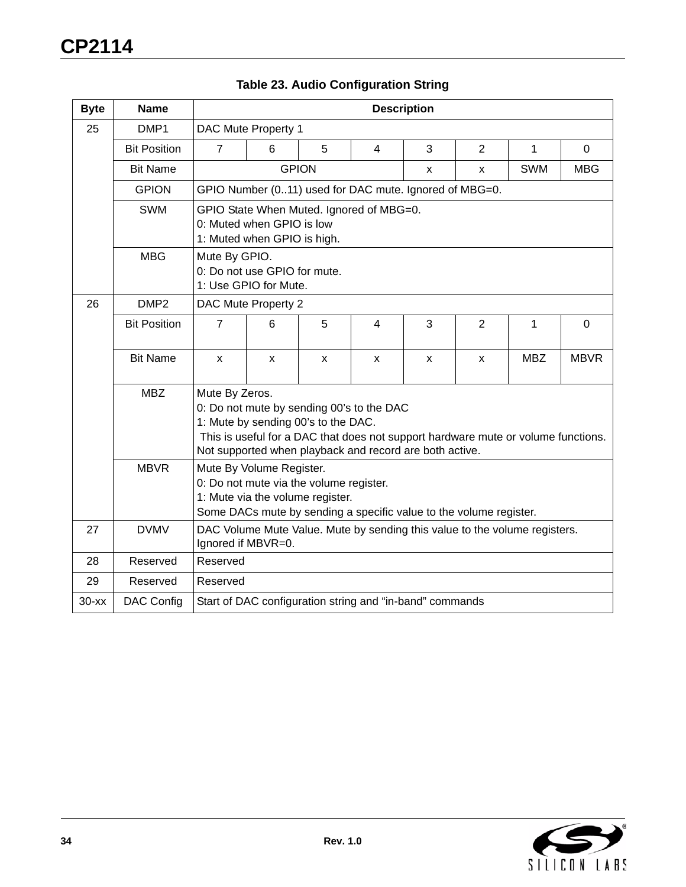**Table 23. Audio Configuration String**

| Byte | Name | Description | | | | | | | |
|---|---|---|---|---|---|---|---|---|---|
| 25 | DMP1 | DAC Mute Property 1 | | | | | | | |
| | Bit Position | 7 | 6 | 5 | 4 | 3 | 2 | 1 | 0 |
| | Bit Name | GPION | | | | x | x | SWM | MBG |
| | GPION | GPIO Number (0..11) used for DAC mute. Ignored of MBG=0. | | | | | | | |
| | SWM | GPIO State When Muted. Ignored of MBG=0.<br>0: Muted when GPIO is low<br>1: Muted when GPIO is high. | | | | | | | |
| | MBG | Mute By GPIO.<br>0: Do not use GPIO for mute.<br>1: Use GPIO for Mute. | | | | | | | |
| 26 | DMP2 | DAC Mute Property 2 | | | | | | | |
| | Bit Position | 7 | 6 | 5 | 4 | 3 | 2 | 1 | 0 |
| | Bit Name | x | x | x | x | x | x | MBZ | MBVR |
| | MBZ | Mute By Zeros.<br>0: Do not mute by sending 00's to the DAC<br>1: Mute by sending 00's to the DAC.<br>This is useful for a DAC that does not support hardware mute or volume functions. Not supported when playback and record are both active. | | | | | | | |
| | MBVR | Mute By Volume Register.<br>0: Do not mute via the volume register.<br>1: Mute via the volume register.<br>Some DACs mute by sending a specific value to the volume register. | | | | | | | |
| 27 | DVMV | DAC Volume Mute Value. Mute by sending this value to the volume registers. Ignored if MBVR=0. | | | | | | | |
| 28 | Reserved | Reserved | | | | | | | |
| 29 | Reserved | Reserved | | | | | | | |
| 30-xx | DAC Config | Start of DAC configuration string and "in-band" commands | | | | | | | |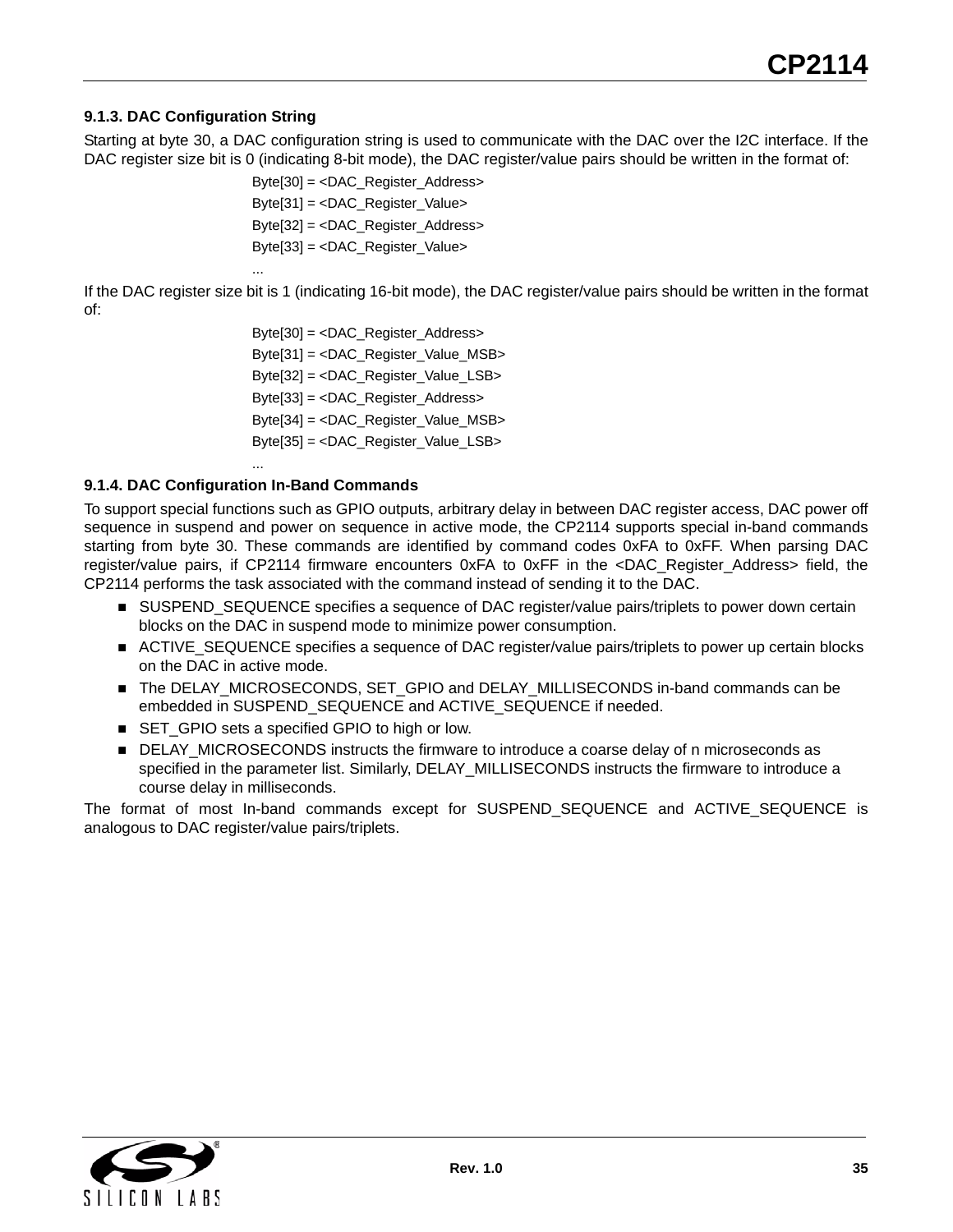### 9.1.3. DAC Configuration String

Starting at byte 30, a DAC configuration string is used to communicate with the DAC over the I2C interface. If the DAC register size bit is 0 (indicating 8-bit mode), the DAC register/value pairs should be written in the format of:

```
Byte[30] = <DAC_Register_Address>
Byte[31] = <DAC_Register_Value>
Byte[32] = <DAC_Register_Address>
Byte[33] = <DAC_Register_Value>
...
```

If the DAC register size bit is 1 (indicating 16-bit mode), the DAC register/value pairs should be written in the format of:

```
Byte[30] = <DAC_Register_Address>
Byte[31] = <DAC_Register_Value_MSB>
Byte[32] = <DAC_Register_Value_LSB>
Byte[33] = <DAC_Register_Address>
Byte[34] = <DAC_Register_Value_MSB>
Byte[35] = <DAC_Register_Value_LSB>
...
```

### 9.1.4. DAC Configuration In-Band Commands

To support special functions such as GPIO outputs, arbitrary delay in between DAC register access, DAC power off sequence in suspend and power on sequence in active mode, the CP2114 supports special in-band commands starting from byte 30. These commands are identified by command codes 0xFA to 0xFF. When parsing DAC register/value pairs, if CP2114 firmware encounters 0xFA to 0xFF in the <DAC_Register_Address> field, the CP2114 performs the task associated with the command instead of sending it to the DAC.

- SUSPEND_SEQUENCE specifies a sequence of DAC register/value pairs/triplets to power down certain blocks on the DAC in suspend mode to minimize power consumption.
- ACTIVE_SEQUENCE specifies a sequence of DAC register/value pairs/triplets to power up certain blocks on the DAC in active mode.
- The DELAY_MICROSECONDS, SET_GPIO and DELAY_MILLISECONDS in-band commands can be embedded in SUSPEND_SEQUENCE and ACTIVE_SEQUENCE if needed.
- SET_GPIO sets a specified GPIO to high or low.
- DELAY_MICROSECONDS instructs the firmware to introduce a coarse delay of n microseconds as specified in the parameter list. Similarly, DELAY_MILLISECONDS instructs the firmware to introduce a course delay in milliseconds.

The format of most In-band commands except for SUSPEND_SEQUENCE and ACTIVE_SEQUENCE is analogous to DAC register/value pairs/triplets.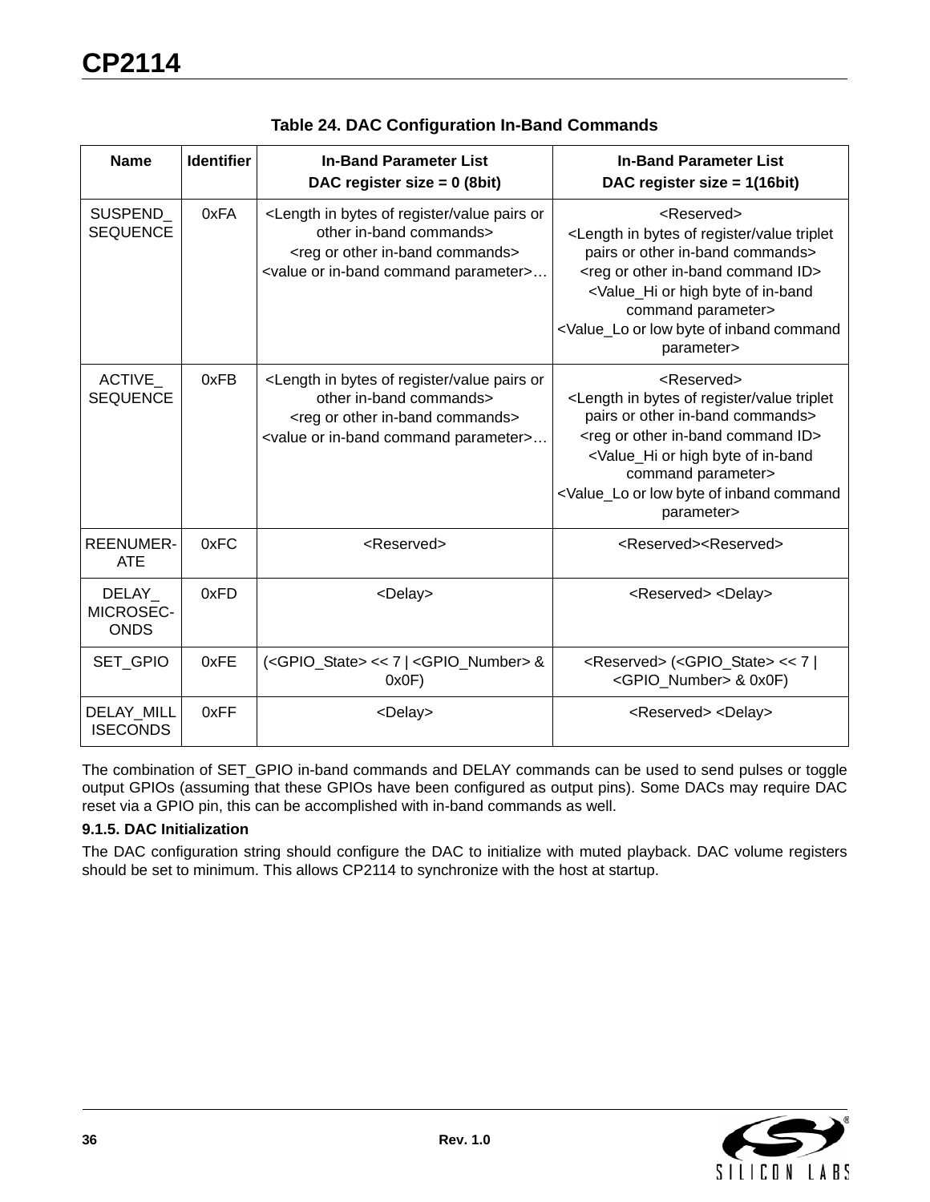**Table 24. DAC Configuration In-Band Commands**

| Name | Identifier | In-Band Parameter List<br>DAC register size = 0 (8bit) | In-Band Parameter List<br>DAC register size = 1(16bit) |
|---|---|---|---|
| SUSPEND_ SEQUENCE | 0xFA | <Length in bytes of register/value pairs or other in-band commands><br><reg or other in-band commands><br><value or in-band command parameter>… | <Reserved><br><Length in bytes of register/value triplet pairs or other in-band commands><br><reg or other in-band command ID><br><Value_Hi or high byte of in-band command parameter><br><Value_Lo or low byte of inband command parameter> |
| ACTIVE_ SEQUENCE | 0xFB | <Length in bytes of register/value pairs or other in-band commands><br><reg or other in-band commands><br><value or in-band command parameter>… | <Reserved><br><Length in bytes of register/value triplet pairs or other in-band commands><br><reg or other in-band command ID><br><Value_Hi or high byte of in-band command parameter><br><Value_Lo or low byte of inband command parameter> |
| REENUMER-ATE | 0xFC | <Reserved> | <Reserved><Reserved> |
| DELAY_ MICROSEC-ONDS | 0xFD | <Delay> | <Reserved> <Delay> |
| SET_GPIO | 0xFE | (<GPIO_State> << 7 \| <GPIO_Number> & 0x0F) | <Reserved> (<GPIO_State> << 7 \| <GPIO_Number> & 0x0F) |
| DELAY_MILLISECONDS | 0xFF | <Delay> | <Reserved> <Delay> |

The combination of SET_GPIO in-band commands and DELAY commands can be used to send pulses or toggle output GPIOs (assuming that these GPIOs have been configured as output pins). Some DACs may require DAC reset via a GPIO pin, this can be accomplished with in-band commands as well.

### 9.1.5. DAC Initialization

The DAC configuration string should configure the DAC to initialize with muted playback. DAC volume registers should be set to minimum. This allows CP2114 to synchronize with the host at startup.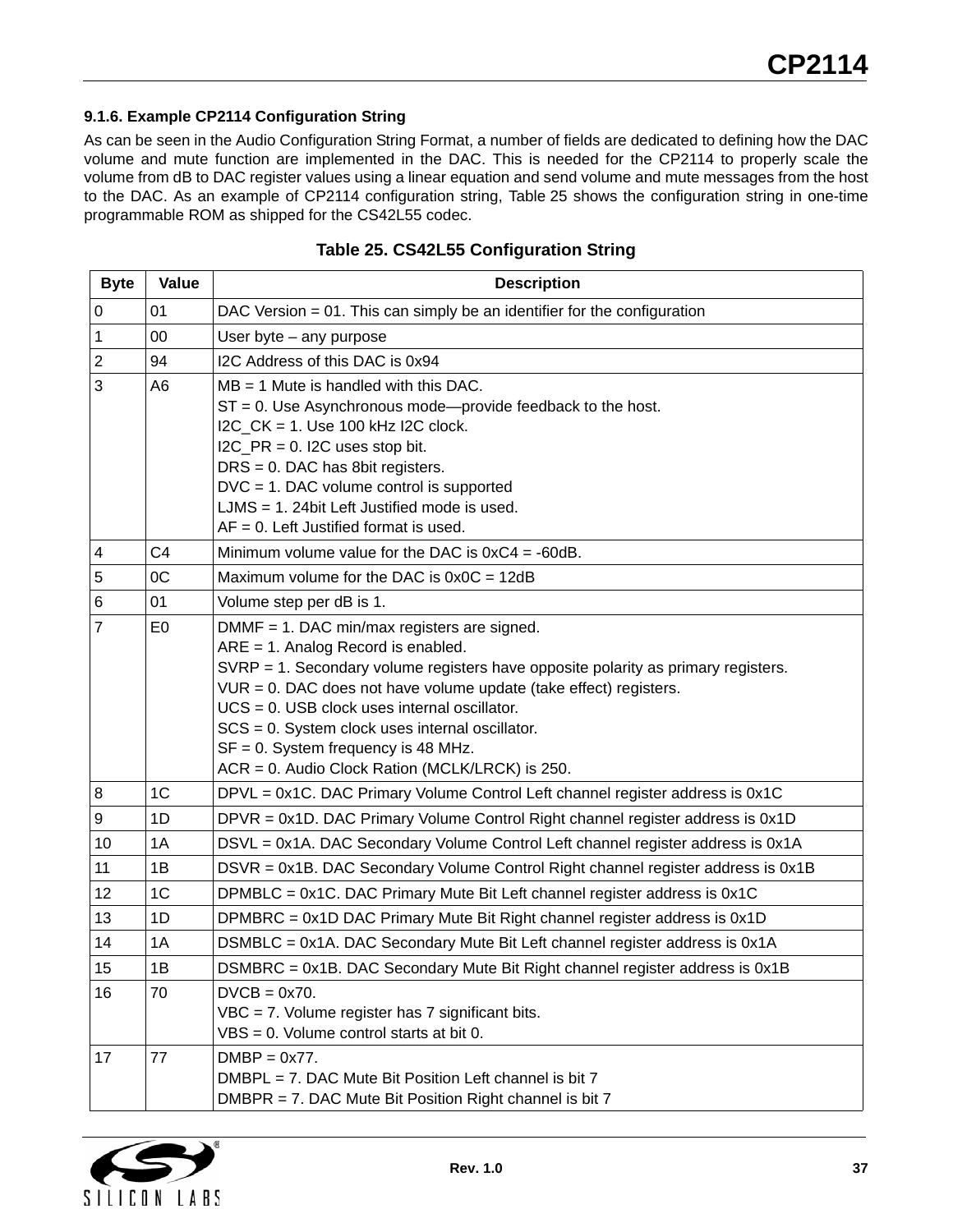### 9.1.6. Example CP2114 Configuration String

As can be seen in the Audio Configuration String Format, a number of fields are dedicated to defining how the DAC volume and mute function are implemented in the DAC. This is needed for the CP2114 to properly scale the volume from dB to DAC register values using a linear equation and send volume and mute messages from the host to the DAC. As an example of CP2114 configuration string, Table 25 shows the configuration string in one-time programmable ROM as shipped for the CS42L55 codec.

**Table 25. CS42L55 Configuration String**

| Byte | Value | Description |
|---|---|---|
| 0 | 01 | DAC Version = 01. This can simply be an identifier for the configuration |
| 1 | 00 | User byte – any purpose |
| 2 | 94 | I2C Address of this DAC is 0x94 |
| 3 | A6 | MB = 1 Mute is handled with this DAC.<br>ST = 0. Use Asynchronous mode—provide feedback to the host.<br>I2C_CK = 1. Use 100 kHz I2C clock.<br>I2C_PR = 0. I2C uses stop bit.<br>DRS = 0. DAC has 8bit registers.<br>DVC = 1. DAC volume control is supported<br>LJMS = 1. 24bit Left Justified mode is used.<br>AF = 0. Left Justified format is used. |
| 4 | C4 | Minimum volume value for the DAC is 0xC4 = -60dB. |
| 5 | 0C | Maximum volume for the DAC is 0x0C = 12dB |
| 6 | 01 | Volume step per dB is 1. |
| 7 | E0 | DMMF = 1. DAC min/max registers are signed.<br>ARE = 1. Analog Record is enabled.<br>SVRP = 1. Secondary volume registers have opposite polarity as primary registers.<br>VUR = 0. DAC does not have volume update (take effect) registers.<br>UCS = 0. USB clock uses internal oscillator.<br>SCS = 0. System clock uses internal oscillator.<br>SF = 0. System frequency is 48 MHz.<br>ACR = 0. Audio Clock Ration (MCLK/LRCK) is 250. |
| 8 | 1C | DPVL = 0x1C. DAC Primary Volume Control Left channel register address is 0x1C |
| 9 | 1D | DPVR = 0x1D. DAC Primary Volume Control Right channel register address is 0x1D |
| 10 | 1A | DSVL = 0x1A. DAC Secondary Volume Control Left channel register address is 0x1A |
| 11 | 1B | DSVR = 0x1B. DAC Secondary Volume Control Right channel register address is 0x1B |
| 12 | 1C | DPMBLC = 0x1C. DAC Primary Mute Bit Left channel register address is 0x1C |
| 13 | 1D | DPMBRC = 0x1D DAC Primary Mute Bit Right channel register address is 0x1D |
| 14 | 1A | DSMBLC = 0x1A. DAC Secondary Mute Bit Left channel register address is 0x1A |
| 15 | 1B | DSMBRC = 0x1B. DAC Secondary Mute Bit Right channel register address is 0x1B |
| 16 | 70 | DVCB = 0x70.<br>VBC = 7. Volume register has 7 significant bits.<br>VBS = 0. Volume control starts at bit 0. |
| 17 | 77 | DMBP = 0x77.<br>DMBPL = 7. DAC Mute Bit Position Left channel is bit 7<br>DMBPR = 7. DAC Mute Bit Position Right channel is bit 7 |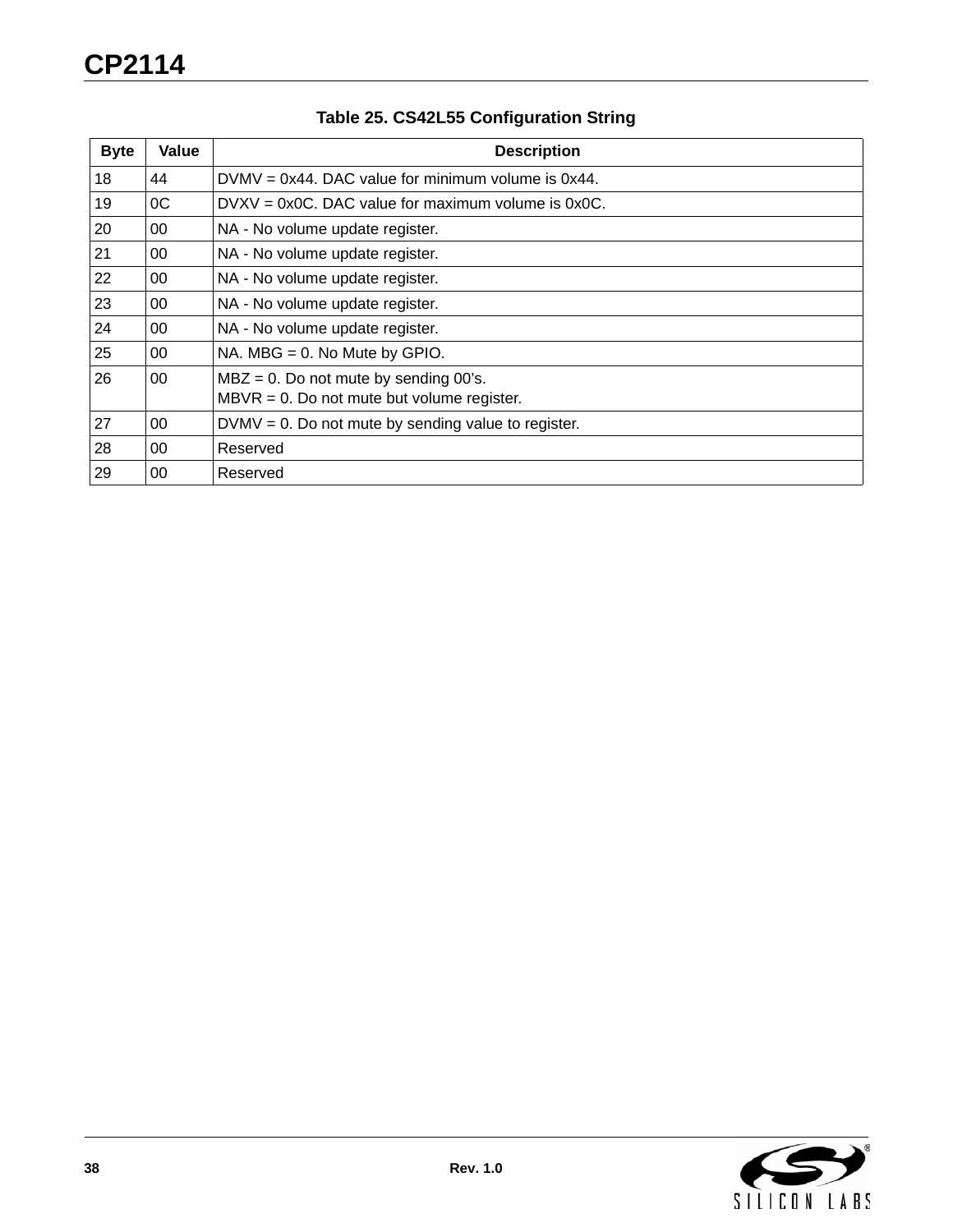**Table 25. CS42L55 Configuration String**

| Byte | Value | Description |
|---|---|---|
| 18 | 44 | DVMV = 0x44. DAC value for minimum volume is 0x44. |
| 19 | 0C | DVXV = 0x0C. DAC value for maximum volume is 0x0C. |
| 20 | 00 | NA - No volume update register. |
| 21 | 00 | NA - No volume update register. |
| 22 | 00 | NA - No volume update register. |
| 23 | 00 | NA - No volume update register. |
| 24 | 00 | NA - No volume update register. |
| 25 | 00 | NA. MBG = 0. No Mute by GPIO. |
| 26 | 00 | MBZ = 0. Do not mute by sending 00's.<br>MBVR = 0. Do not mute but volume register. |
| 27 | 00 | DVMV = 0. Do not mute by sending value to register. |
| 28 | 00 | Reserved |
| 29 | 00 | Reserved |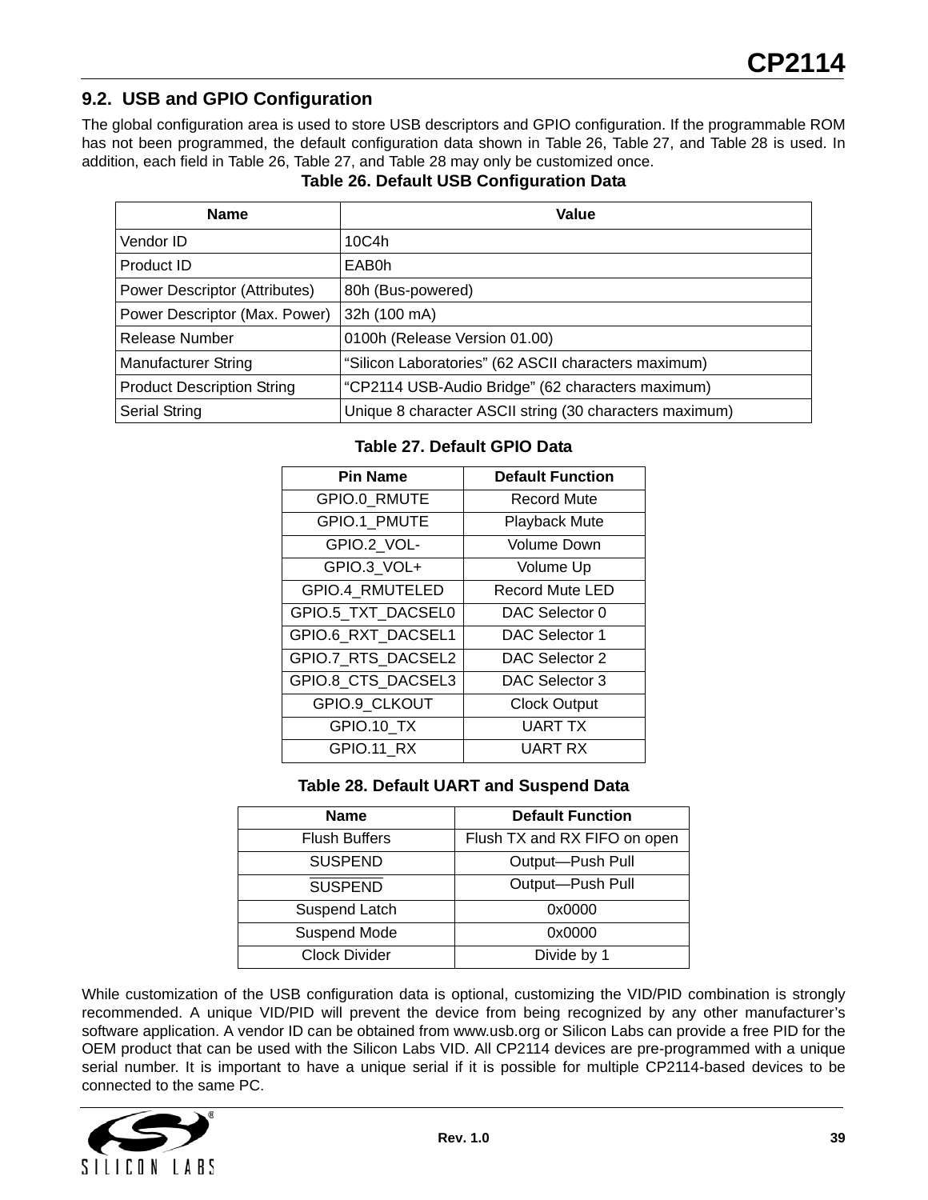## 9.2. USB and GPIO Configuration

The global configuration area is used to store USB descriptors and GPIO configuration. If the programmable ROM has not been programmed, the default configuration data shown in Table 26, Table 27, and Table 28 is used. In addition, each field in Table 26, Table 27, and Table 28 may only be customized once.

**Table 26. Default USB Configuration Data**

| Name | Value |
|---|---|
| Vendor ID | 10C4h |
| Product ID | EAB0h |
| Power Descriptor (Attributes) | 80h (Bus-powered) |
| Power Descriptor (Max. Power) | 32h (100 mA) |
| Release Number | 0100h (Release Version 01.00) |
| Manufacturer String | “Silicon Laboratories” (62 ASCII characters maximum) |
| Product Description String | “CP2114 USB-Audio Bridge” (62 characters maximum) |
| Serial String | Unique 8 character ASCII string (30 characters maximum) |

**Table 27. Default GPIO Data**

| Pin Name | Default Function |
|---|---|
| GPIO.0_RMUTE | Record Mute |
| GPIO.1_PMUTE | Playback Mute |
| GPIO.2_VOL- | Volume Down |
| GPIO.3_VOL+ | Volume Up |
| GPIO.4_RMUTELED | Record Mute LED |
| GPIO.5_TXT_DACSEL0 | DAC Selector 0 |
| GPIO.6_RXT_DACSEL1 | DAC Selector 1 |
| GPIO.7_RTS_DACSEL2 | DAC Selector 2 |
| GPIO.8_CTS_DACSEL3 | DAC Selector 3 |
| GPIO.9_CLKOUT | Clock Output |
| GPIO.10_TX | UART TX |
| GPIO.11_RX | UART RX |

**Table 28. Default UART and Suspend Data**

| Name | Default Function |
|---|---|
| Flush Buffers | Flush TX and RX FIFO on open |
| SUSPEND | Output—Push Pull |
| $\overline{\text{SUSPEND}}$ | Output—Push Pull |
| Suspend Latch | 0x0000 |
| Suspend Mode | 0x0000 |
| Clock Divider | Divide by 1 |

While customization of the USB configuration data is optional, customizing the VID/PID combination is strongly recommended. A unique VID/PID will prevent the device from being recognized by any other manufacturer’s software application. A vendor ID can be obtained from www.usb.org or Silicon Labs can provide a free PID for the OEM product that can be used with the Silicon Labs VID. All CP2114 devices are pre-programmed with a unique serial number. It is important to have a unique serial if it is possible for multiple CP2114-based devices to be connected to the same PC.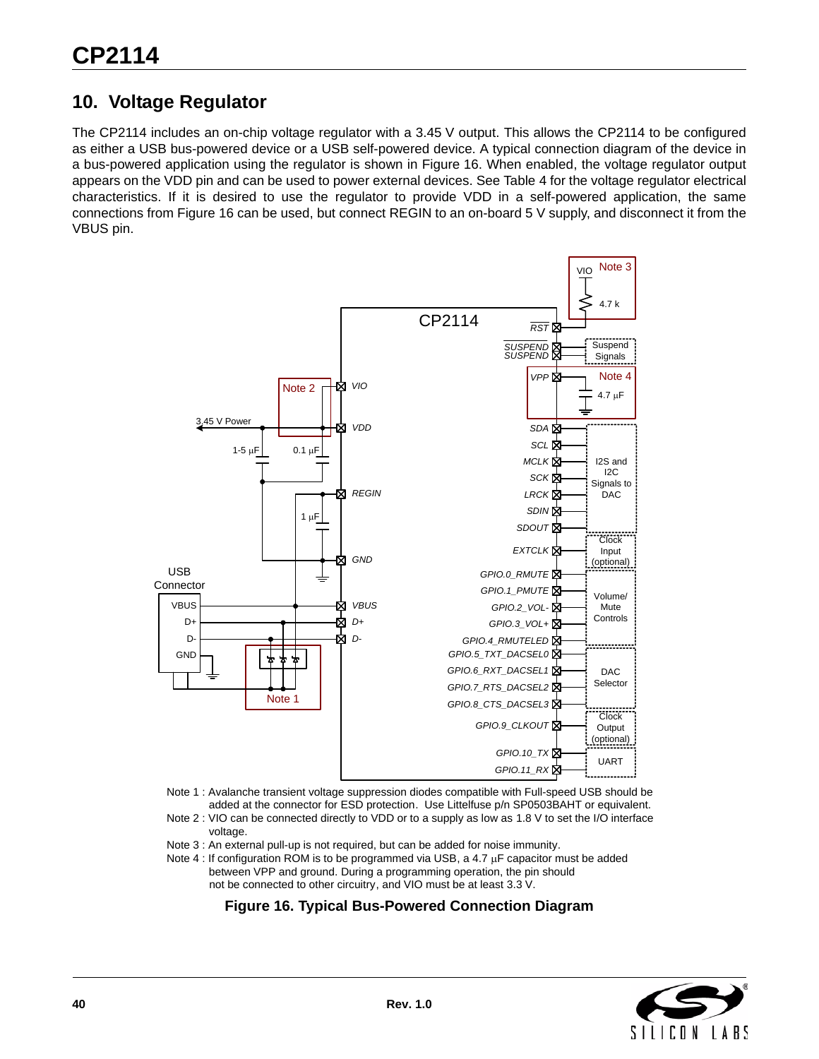# 10. Voltage Regulator

The CP2114 includes an on-chip voltage regulator with a 3.45 V output. This allows the CP2114 to be configured as either a USB bus-powered device or a USB self-powered device. A typical connection diagram of the device in a bus-powered application using the regulator is shown in Figure 16. When enabled, the voltage regulator output appears on the VDD pin and can be used to power external devices. See Table 4 for the voltage regulator electrical characteristics. If it is desired to use the regulator to provide VDD in a self-powered application, the same connections from Figure 16 can be used, but connect REGIN to an on-board 5 V supply, and disconnect it from the VBUS pin.

Note 1 : Avalanche transient voltage suppression diodes compatible with Full-speed USB should be added at the connector for ESD protection. Use Littelfuse p/n SP0503BAHT or equivalent.

Note 2 : VIO can be connected directly to VDD or to a supply as low as 1.8 V to set the I/O interface voltage.

Note 3 : An external pull-up is not required, but can be added for noise immunity.

Note 4 : If configuration ROM is to be programmed via USB, a 4.7 µF capacitor must be added between VPP and ground. During a programming operation, the pin should not be connected to other circuitry, and VIO must be at least 3.3 V.

**Figure 16. Typical Bus-Powered Connection Diagram**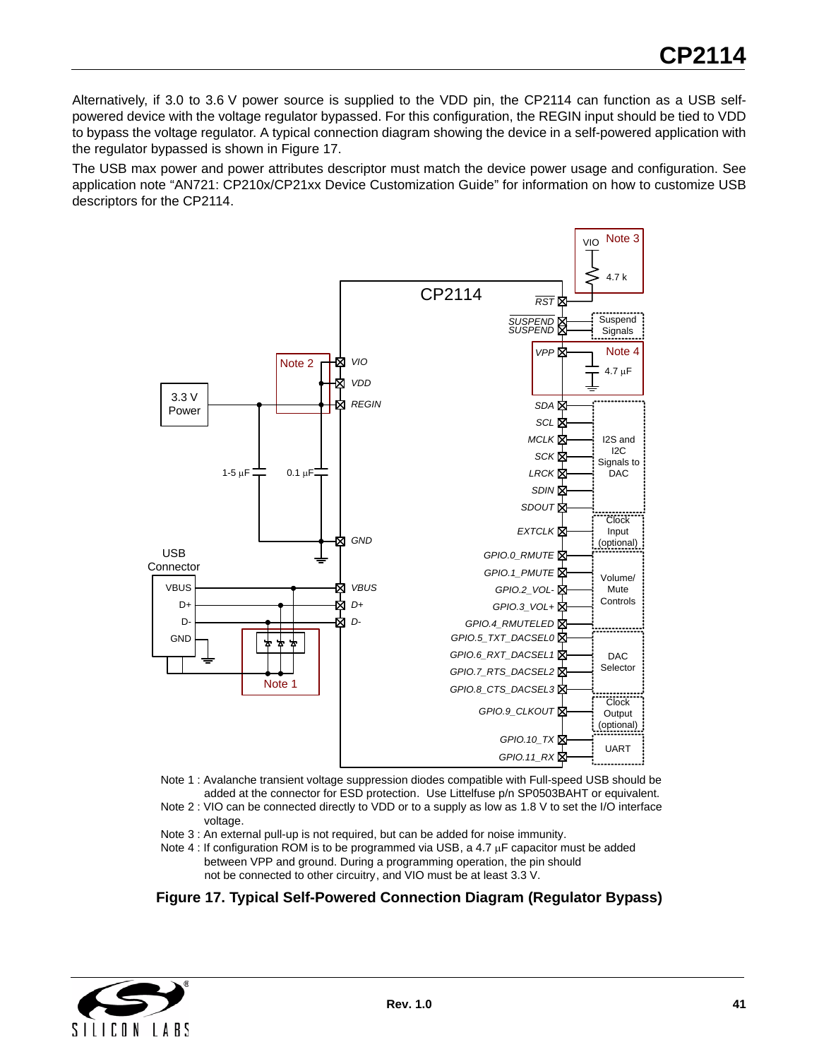Alternatively, if 3.0 to 3.6 V power source is supplied to the VDD pin, the CP2114 can function as a USB self-powered device with the voltage regulator bypassed. For this configuration, the REGIN input should be tied to VDD to bypass the voltage regulator. A typical connection diagram showing the device in a self-powered application with the regulator bypassed is shown in Figure 17.

The USB max power and power attributes descriptor must match the device power usage and configuration. See application note "AN721: CP210x/CP21xx Device Customization Guide" for information on how to customize USB descriptors for the CP2114.

Note 1 : Avalanche transient voltage suppression diodes compatible with Full-speed USB should be added at the connector for ESD protection. Use Littelfuse p/n SP0503BAHT or equivalent.

Note 2 : VIO can be connected directly to VDD or to a supply as low as 1.8 V to set the I/O interface voltage.

Note 3 : An external pull-up is not required, but can be added for noise immunity.

Note 4 : If configuration ROM is to be programmed via USB, a 4.7 µF capacitor must be added between VPP and ground. During a programming operation, the pin should not be connected to other circuitry, and VIO must be at least 3.3 V.

**Figure 17. Typical Self-Powered Connection Diagram (Regulator Bypass)**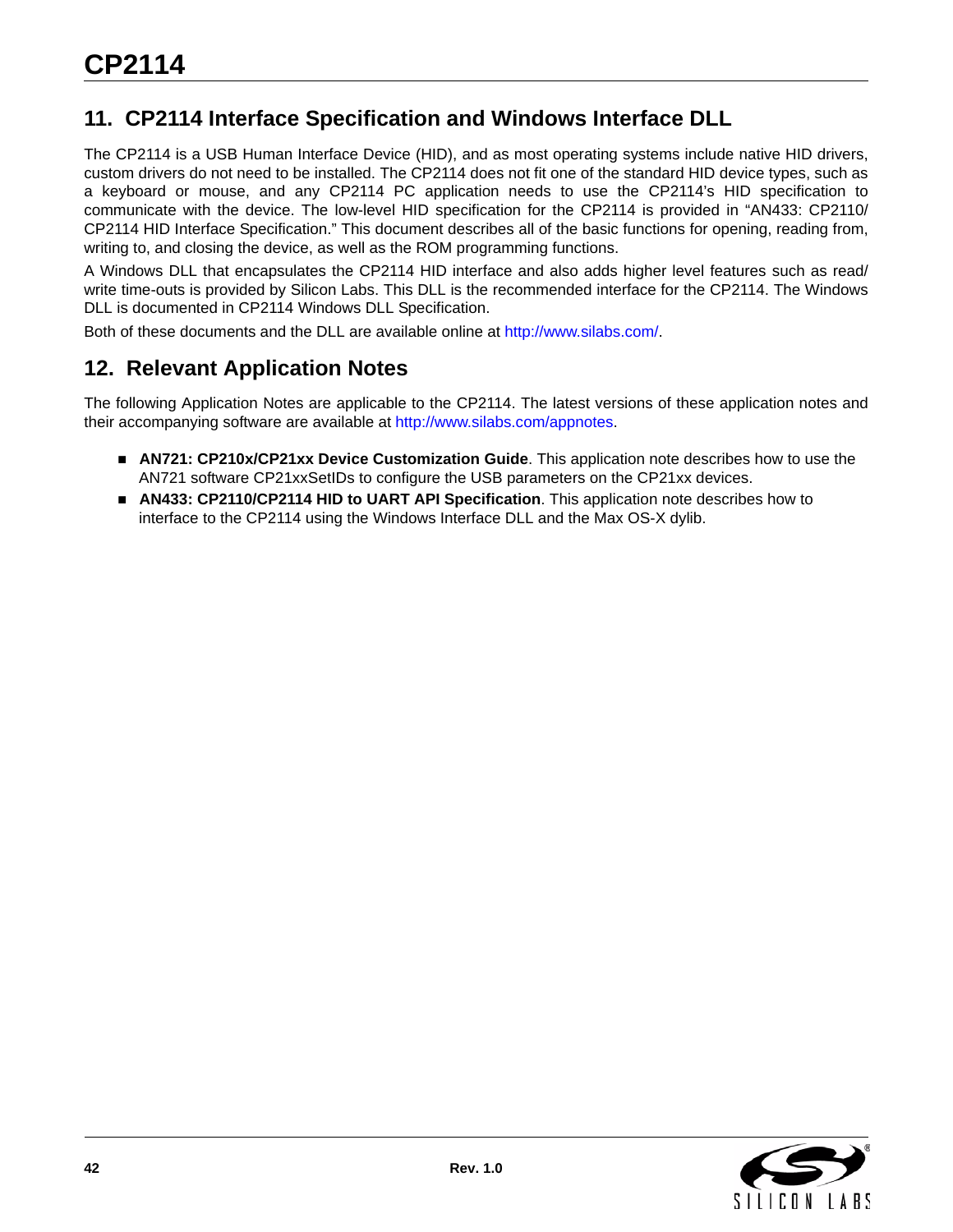## 11. CP2114 Interface Specification and Windows Interface DLL

The CP2114 is a USB Human Interface Device (HID), and as most operating systems include native HID drivers, custom drivers do not need to be installed. The CP2114 does not fit one of the standard HID device types, such as a keyboard or mouse, and any CP2114 PC application needs to use the CP2114's HID specification to communicate with the device. The low-level HID specification for the CP2114 is provided in "AN433: CP2110/CP2114 HID Interface Specification." This document describes all of the basic functions for opening, reading from, writing to, and closing the device, as well as the ROM programming functions.

A Windows DLL that encapsulates the CP2114 HID interface and also adds higher level features such as read/write time-outs is provided by Silicon Labs. This DLL is the recommended interface for the CP2114. The Windows DLL is documented in CP2114 Windows DLL Specification.

Both of these documents and the DLL are available online at http://www.silabs.com/.

## 12. Relevant Application Notes

The following Application Notes are applicable to the CP2114. The latest versions of these application notes and their accompanying software are available at http://www.silabs.com/appnotes.

- **AN721: CP210x/CP21xx Device Customization Guide**. This application note describes how to use the AN721 software CP21xxSetIDs to configure the USB parameters on the CP21xx devices.
- **AN433: CP2110/CP2114 HID to UART API Specification**. This application note describes how to interface to the CP2114 using the Windows Interface DLL and the Max OS-X dylib.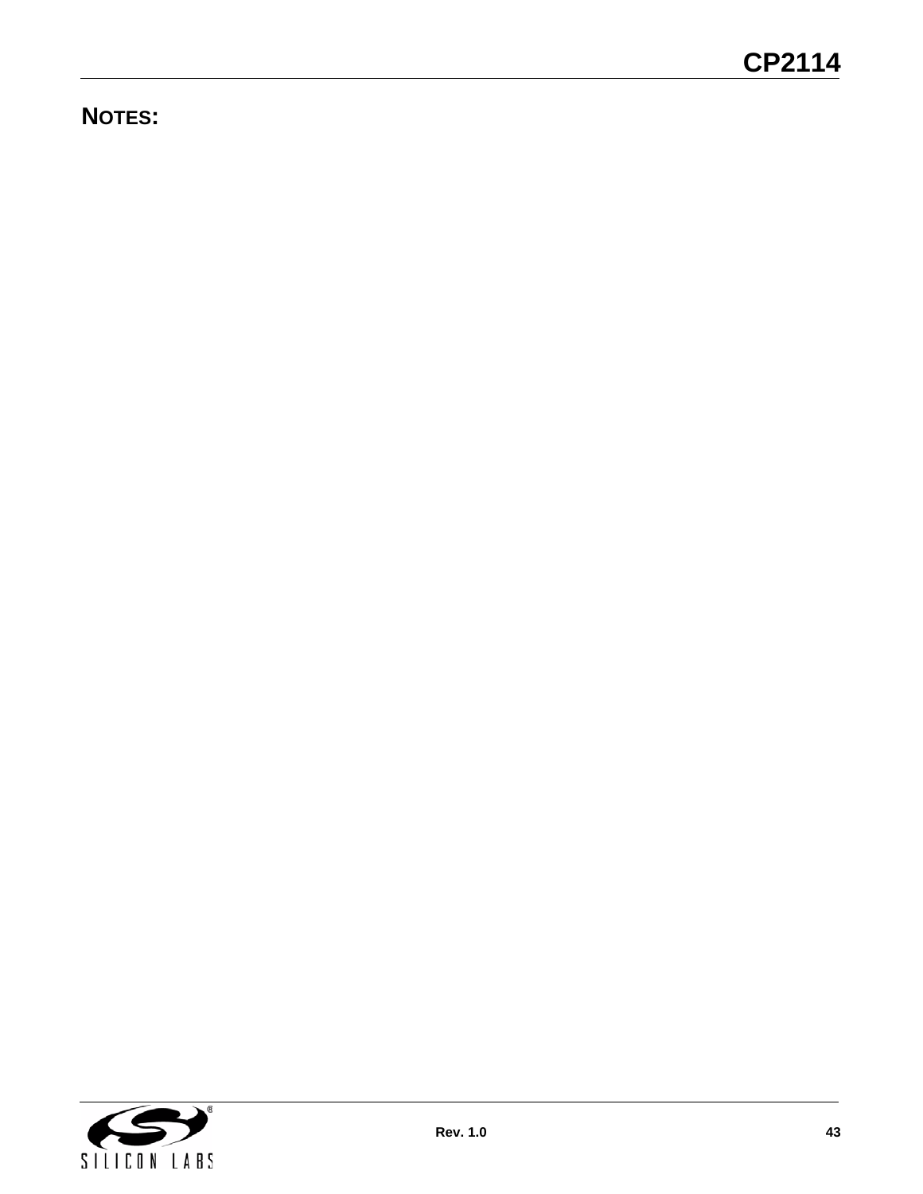## NOTES: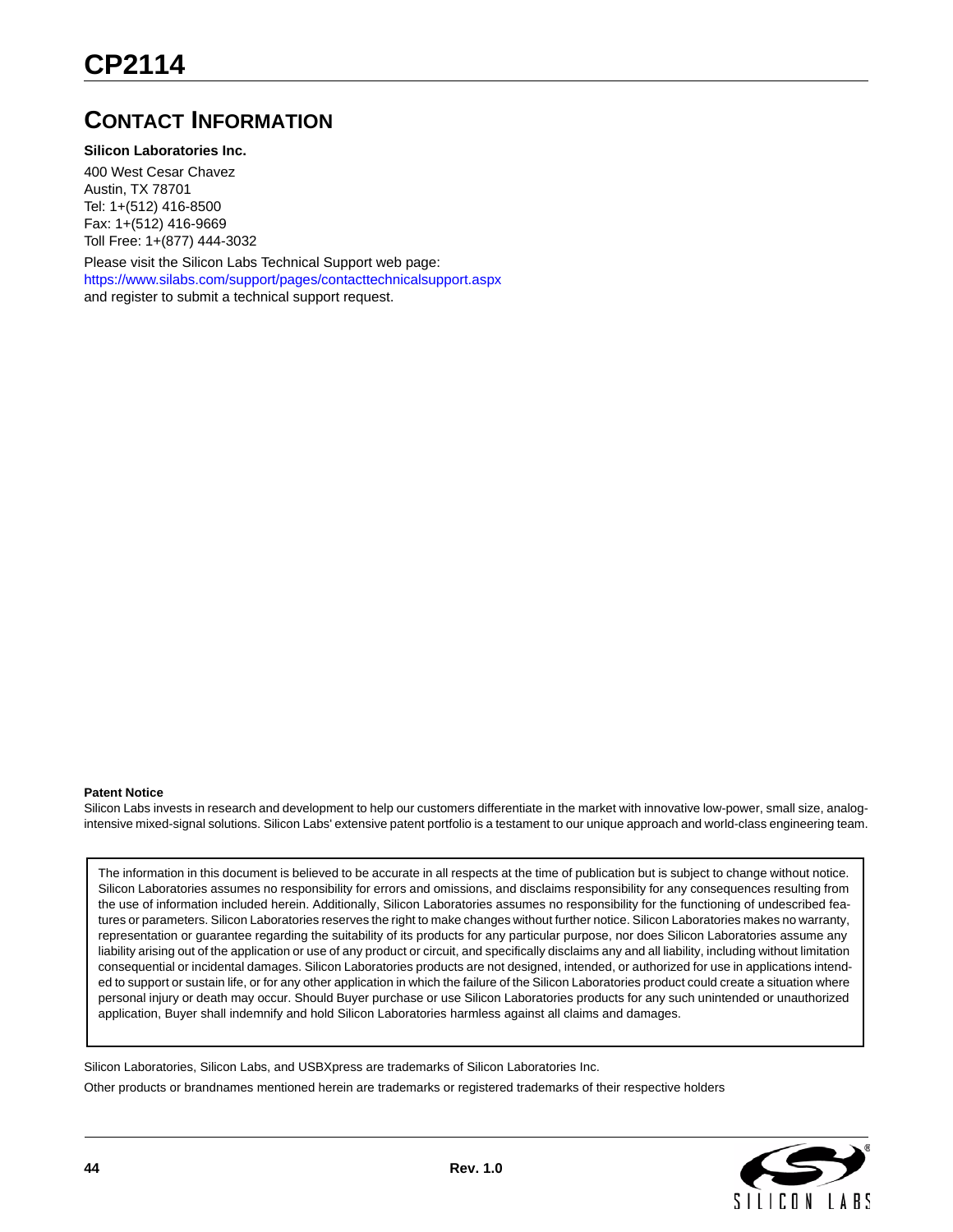# Contact Information

**Silicon Laboratories Inc.**

400 West Cesar Chavez
Austin, TX 78701
Tel: 1+(512) 416-8500
Fax: 1+(512) 416-9669
Toll Free: 1+(877) 444-3032

Please visit the Silicon Labs Technical Support web page:
https://www.silabs.com/support/pages/contacttechnicalsupport.aspx
and register to submit a technical support request.

**Patent Notice**

Silicon Labs invests in research and development to help our customers differentiate in the market with innovative low-power, small size, analog-intensive mixed-signal solutions. Silicon Labs' extensive patent portfolio is a testament to our unique approach and world-class engineering team.

The information in this document is believed to be accurate in all respects at the time of publication but is subject to change without notice. Silicon Laboratories assumes no responsibility for errors and omissions, and disclaims responsibility for any consequences resulting from the use of information included herein. Additionally, Silicon Laboratories assumes no responsibility for the functioning of undescribed features or parameters. Silicon Laboratories reserves the right to make changes without further notice. Silicon Laboratories makes no warranty, representation or guarantee regarding the suitability of its products for any particular purpose, nor does Silicon Laboratories assume any liability arising out of the application or use of any product or circuit, and specifically disclaims any and all liability, including without limitation consequential or incidental damages. Silicon Laboratories products are not designed, intended, or authorized for use in applications intended to support or sustain life, or for any other application in which the failure of the Silicon Laboratories product could create a situation where personal injury or death may occur. Should Buyer purchase or use Silicon Laboratories products for any such unintended or unauthorized application, Buyer shall indemnify and hold Silicon Laboratories harmless against all claims and damages.

Silicon Laboratories, Silicon Labs, and USBXpress are trademarks of Silicon Laboratories Inc.

Other products or brandnames mentioned herein are trademarks or registered trademarks of their respective holders